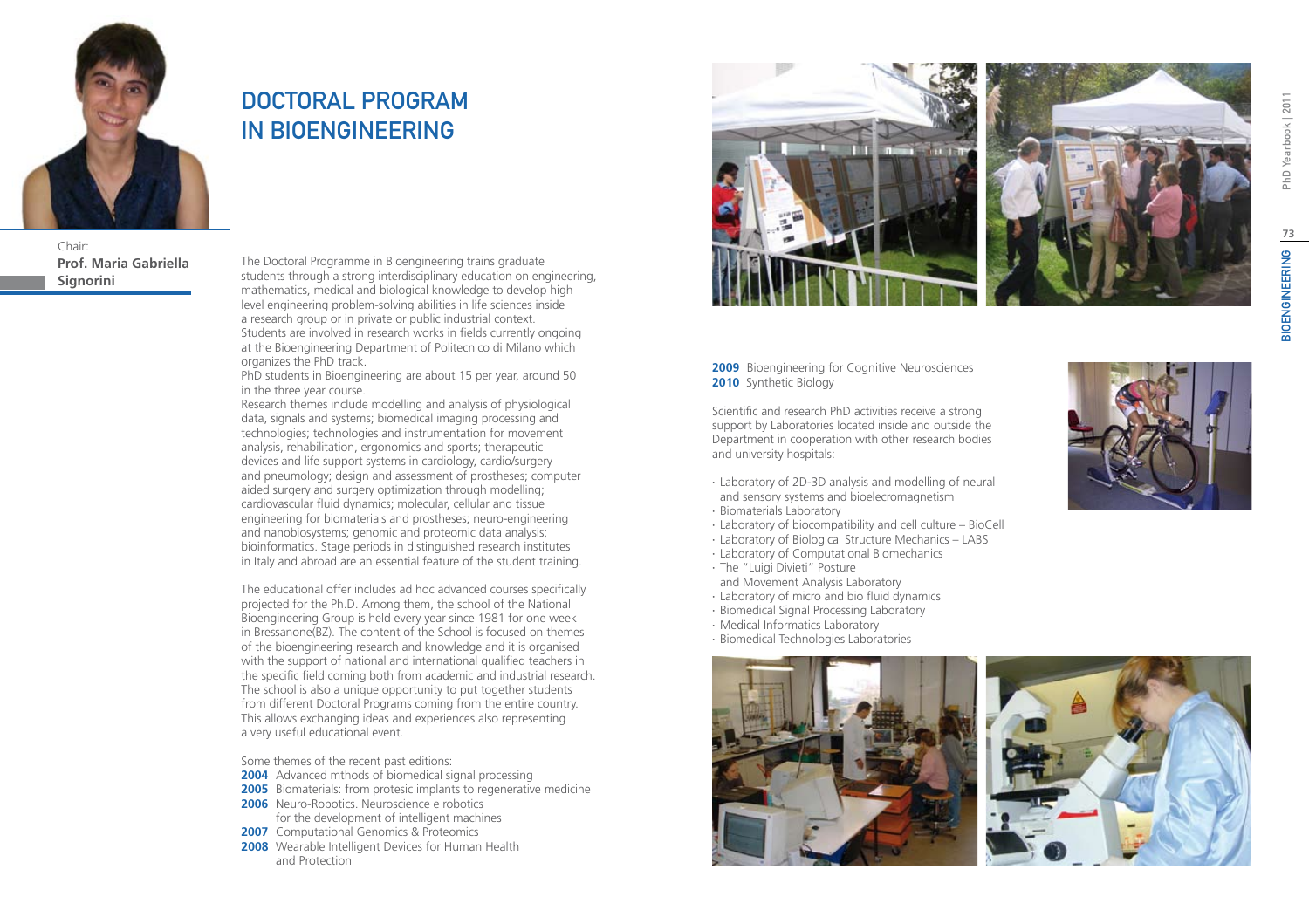# DOCTORAL PROGRAM IN BIOENGINEERING

Chair:
**Prof. Maria Gabriella Signorini**

The Doctoral Programme in Bioengineering trains graduate students through a strong interdisciplinary education on engineering, mathematics, medical and biological knowledge to develop high level engineering problem-solving abilities in life sciences inside a research group or in private or public industrial context. Students are involved in research works in fields currently ongoing at the Bioengineering Department of Politecnico di Milano which organizes the PhD track.
PhD students in Bioengineering are about 15 per year, around 50 in the three year course.
Research themes include modelling and analysis of physiological data, signals and systems; biomedical imaging processing and technologies; technologies and instrumentation for movement analysis, rehabilitation, ergonomics and sports; therapeutic devices and life support systems in cardiology, cardio/surgery and pneumology; design and assessment of prostheses; computer aided surgery and surgery optimization through modelling; cardiovascular fluid dynamics; molecular, cellular and tissue engineering for biomaterials and prostheses; neuro-engineering and nanobiosystems; genomic and proteomic data analysis; bioinformatics. Stage periods in distinguished research institutes in Italy and abroad are an essential feature of the student training.

The educational offer includes ad hoc advanced courses specifically projected for the Ph.D. Among them, the school of the National Bioengineering Group is held every year since 1981 for one week in Bressanone(BZ). The content of the School is focused on themes of the bioengineering research and knowledge and it is organised with the support of national and international qualified teachers in the specific field coming both from academic and industrial research. The school is also a unique opportunity to put together students from different Doctoral Programs coming from the entire country. This allows exchanging ideas and experiences also representing a very useful educational event.

Some themes of the recent past editions:
**2004** Advanced mthods of biomedical signal processing
**2005** Biomaterials: from protesic implants to regenerative medicine
**2006** Neuro-Robotics. Neuroscience e robotics for the development of intelligent machines
**2007** Computational Genomics & Proteomics
**2008** Wearable Intelligent Devices for Human Health and Protection
**2009** Bioengineering for Cognitive Neurosciences
**2010** Synthetic Biology

Scientific and research PhD activities receive a strong support by Laboratories located inside and outside the Department in cooperation with other research bodies and university hospitals:

- Laboratory of 2D-3D analysis and modelling of neural and sensory systems and bioelecromagnetism
- Biomaterials Laboratory
- Laboratory of biocompatibility and cell culture – BioCell
- Laboratory of Biological Structure Mechanics – LABS
- Laboratory of Computational Biomechanics
- The "Luigi Divieti" Posture and Movement Analysis Laboratory
- Laboratory of micro and bio fluid dynamics
- Biomedical Signal Processing Laboratory
- Medical Informatics Laboratory
- Biomedical Technologies Laboratories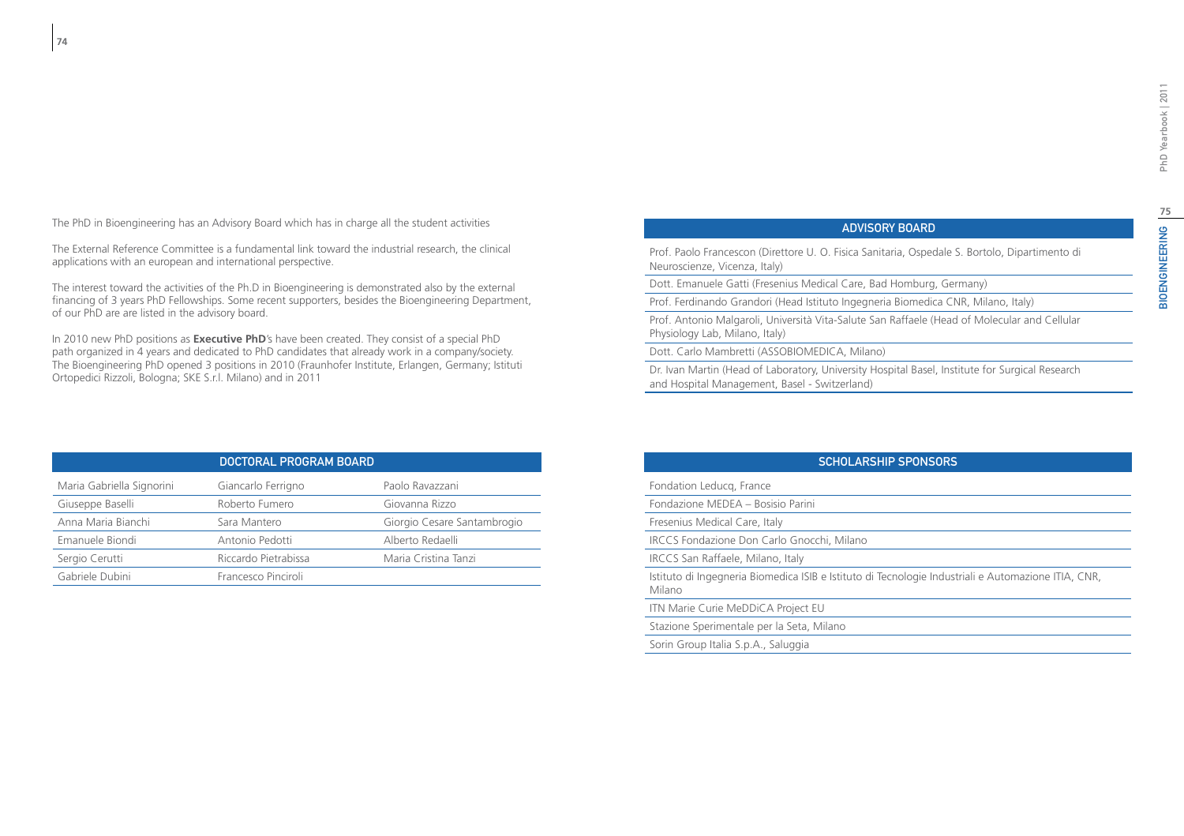The PhD in Bioengineering has an Advisory Board which has in charge all the student activities

The External Reference Committee is a fundamental link toward the industrial research, the clinical applications with an european and international perspective.

The interest toward the activities of the Ph.D in Bioengineering is demonstrated also by the external financing of 3 years PhD Fellowships. Some recent supporters, besides the Bioengineering Department, of our PhD are are listed in the advisory board.

In 2010 new PhD positions as **Executive PhD**'s have been created. They consist of a special PhD path organized in 4 years and dedicated to PhD candidates that already work in a company/society. The Bioengineering PhD opened 3 positions in 2010 (Fraunhofer Institute, Erlangen, Germany; Istituti Ortopedici Rizzoli, Bologna; SKE S.r.l. Milano) and in 2011

| DOCTORAL PROGRAM BOARD | | |
|---|---|---|
| Maria Gabriella Signorini | Giancarlo Ferrigno | Paolo Ravazzani |
| Giuseppe Baselli | Roberto Fumero | Giovanna Rizzo |
| Anna Maria Bianchi | Sara Mantero | Giorgio Cesare Santambrogio |
| Emanuele Biondi | Antonio Pedotti | Alberto Redaelli |
| Sergio Cerutti | Riccardo Pietrabissa | Maria Cristina Tanzi |
| Gabriele Dubini | Francesco Pinciroli | |

| ADVISORY BOARD |
|---|
| Prof. Paolo Francescon (Direttore U. O. Fisica Sanitaria, Ospedale S. Bortolo, Dipartimento di Neuroscienze, Vicenza, Italy) |
| Dott. Emanuele Gatti (Fresenius Medical Care, Bad Homburg, Germany) |
| Prof. Ferdinando Grandori (Head Istituto Ingegneria Biomedica CNR, Milano, Italy) |
| Prof. Antonio Malgaroli, Università Vita-Salute San Raffaele (Head of Molecular and Cellular Physiology Lab, Milano, Italy) |
| Dott. Carlo Mambretti (ASSOBIOMEDICA, Milano) |
| Dr. Ivan Martin (Head of Laboratory, University Hospital Basel, Institute for Surgical Research and Hospital Management, Basel - Switzerland) |

| SCHOLARSHIP SPONSORS |
|---|
| Fondation Leducq, France |
| Fondazione MEDEA – Bosisio Parini |
| Fresenius Medical Care, Italy |
| IRCCS Fondazione Don Carlo Gnocchi, Milano |
| IRCCS San Raffaele, Milano, Italy |
| Istituto di Ingegneria Biomedica ISIB e Istituto di Tecnologie Industriali e Automazione ITIA, CNR, Milano |
| ITN Marie Curie MeDDiCA Project EU |
| Stazione Sperimentale per la Seta, Milano |
| Sorin Group Italia S.p.A., Saluggia |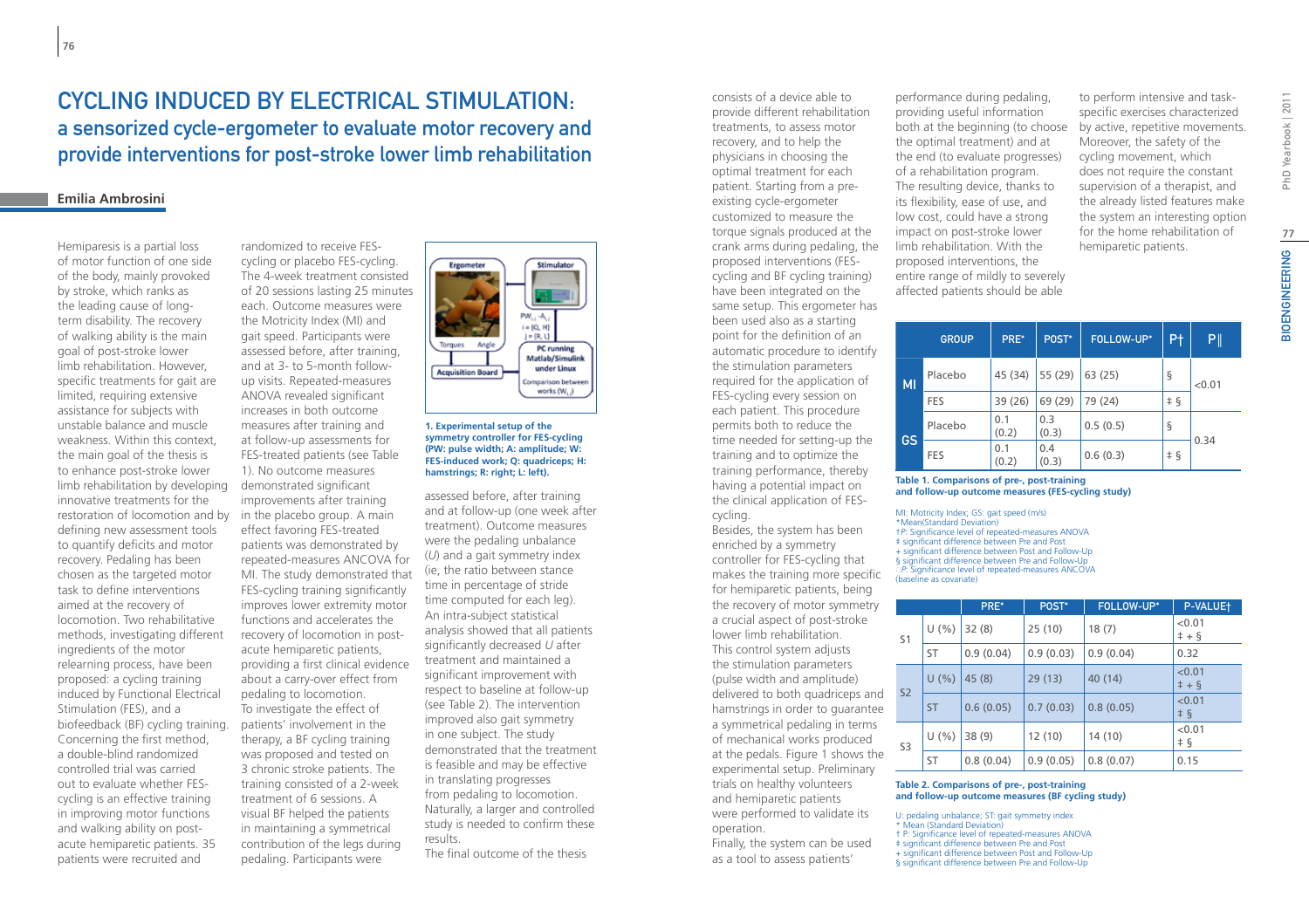# CYCLING INDUCED BY ELECTRICAL STIMULATION: a sensorized cycle-ergometer to evaluate motor recovery and provide interventions for post-stroke lower limb rehabilitation

**Emilia Ambrosini**

Hemiparesis is a partial loss of motor function of one side of the body, mainly provoked by stroke, which ranks as the leading cause of long-term disability. The recovery of walking ability is the main goal of post-stroke lower limb rehabilitation. However, specific treatments for gait are limited, requiring extensive assistance for subjects with unstable balance and muscle weakness. Within this context, the main goal of the thesis is to enhance post-stroke lower limb rehabilitation by developing innovative treatments for the restoration of locomotion and by defining new assessment tools to quantify deficits and motor recovery. Pedaling has been chosen as the targeted motor task to define interventions aimed at the recovery of locomotion. Two rehabilitative methods, investigating different ingredients of the motor relearning process, have been proposed: a cycling training induced by Functional Electrical Stimulation (FES), and a biofeedback (BF) cycling training. Concerning the first method, a double-blind randomized controlled trial was carried out to evaluate whether FES-cycling is an effective training in improving motor functions and walking ability on post-acute hemiparetic patients. 35 patients were recruited and randomized to receive FES-cycling or placebo FES-cycling. The 4-week treatment consisted of 20 sessions lasting 25 minutes each. Outcome measures were the Motricity Index (MI) and gait speed. Participants were assessed before, after training, and at 3- to 5-month follow-up visits. Repeated-measures ANOVA revealed significant increases in both outcome measures after training and at follow-up assessments for FES-treated patients (see Table 1). No outcome measures demonstrated significant improvements after training in the placebo group. A main effect favoring FES-treated patients was demonstrated by repeated-measures ANCOVA for MI. The study demonstrated that FES-cycling training significantly improves lower extremity motor functions and accelerates the recovery of locomotion in post-acute hemiparetic patients, providing a first clinical evidence about a carry-over effect from pedaling to locomotion.

To investigate the effect of patients' involvement in the therapy, a BF cycling training was proposed and tested on 3 chronic stroke patients. The training consisted of a 2-week treatment of 6 sessions. A visual BF helped the patients in maintaining a symmetrical contribution of the legs during pedaling. Participants were assessed before, after training and at follow-up (one week after treatment). Outcome measures were the pedaling unbalance ($U$) and a gait symmetry index (ie, the ratio between stance time in percentage of stride time computed for each leg). An intra-subject statistical analysis showed that all patients significantly decreased $U$ after treatment and maintained a significant improvement with respect to baseline at follow-up (see Table 2). The intervention improved also gait symmetry in one subject. The study demonstrated that the treatment is feasible and may be effective in translating progresses from pedaling to locomotion. Naturally, a larger and controlled study is needed to confirm these results.

**1. Experimental setup of the symmetry controller for FES-cycling (PW: pulse width; A: amplitude; W: FES-induced work; Q: quadriceps; H: hamstrings; R: right; L: left).**

The final outcome of the thesis consists of a device able to provide different rehabilitation treatments, to assess motor recovery, and to help the physicians in choosing the optimal treatment for each patient. Starting from a pre-existing cycle-ergometer customized to measure the torque signals produced at the crank arms during pedaling, the proposed interventions (FES-cycling and BF cycling training) have been integrated on the same setup. This ergometer has been used also as a starting point for the definition of an automatic procedure to identify the stimulation parameters required for the application of FES-cycling every session on each patient. This procedure permits both to reduce the time needed for setting-up the training and to optimize the training performance, thereby having a potential impact on the clinical application of FES-cycling.

Besides, the system has been enriched by a symmetry controller for FES-cycling that makes the training more specific for hemiparetic patients, being the recovery of motor symmetry a crucial aspect of post-stroke lower limb rehabilitation. This control system adjusts the stimulation parameters (pulse width and amplitude) delivered to both quadriceps and hamstrings in order to guarantee a symmetrical pedaling in terms of mechanical works produced at the pedals. Figure 1 shows the experimental setup. Preliminary trials on healthy volunteers and hemiparetic patients were performed to validate its operation.

Finally, the system can be used as a tool to assess patients' performance during pedaling, providing useful information both at the beginning (to choose the optimal treatment) and at the end (to evaluate progresses) of a rehabilitation program. The resulting device, thanks to its flexibility, ease of use, and low cost, could have a strong impact on post-stroke lower limb rehabilitation. With the proposed interventions, the entire range of mildly to severely affected patients should be able to perform intensive and task-specific exercises characterized by active, repetitive movements. Moreover, the safety of the cycling movement, which does not require the constant supervision of a therapist, and the already listed features make the system an interesting option for the home rehabilitation of hemiparetic patients.

| | GROUP | PRE* | POST* | FOLLOW-UP* | P† | P‖ |
|---|---|---|---|---|---|---|
| MI | Placebo | 45 (34) | 55 (29) | 63 (25) | § | <0.01 |
| | FES | 39 (26) | 69 (29) | 79 (24) | ‡ § | |
| GS | Placebo | 0.1 (0.2) | 0.3 (0.3) | 0.5 (0.5) | § | 0.34 |
| | FES | 0.1 (0.2) | 0.4 (0.3) | 0.6 (0.3) | ‡ § | |

**Table 1. Comparisons of pre-, post-training and follow-up outcome measures (FES-cycling study)**

MI: Motricity Index; GS: gait speed (m/s)
*Mean(Standard Deviation)
†*P*: Significance level of repeated-measures ANOVA
‡ significant difference between Pre and Post
+ significant difference between Post and Follow-Up
§ significant difference between Pre and Follow-Up
‖*P*: Significance level of repeated-measures ANCOVA (baseline as covariate)

| | | PRE* | POST* | FOLLOW-UP* | P-VALUE† |
|---|---|---|---|---|---|
| S1 | U (%) | 32 (8) | 25 (10) | 18 (7) | <0.01 ‡ + § |
| | ST | 0.9 (0.04) | 0.9 (0.03) | 0.9 (0.04) | 0.32 |
| S2 | U (%) | 45 (8) | 29 (13) | 40 (14) | <0.01 ‡ + § |
| | ST | 0.6 (0.05) | 0.7 (0.03) | 0.8 (0.05) | <0.01 ‡ § |
| S3 | U (%) | 38 (9) | 12 (10) | 14 (10) | <0.01 ‡ § |
| | ST | 0.8 (0.04) | 0.9 (0.05) | 0.8 (0.07) | 0.15 |

**Table 2. Comparisons of pre-, post-training and follow-up outcome measures (BF cycling study)**

U: pedaling unbalance; ST: gait symmetry index
* Mean (Standard Deviation)
† P: Significance level of repeated-measures ANOVA
‡ significant difference between Pre and Post
+ significant difference between Post and Follow-Up
§ significant difference between Pre and Follow-Up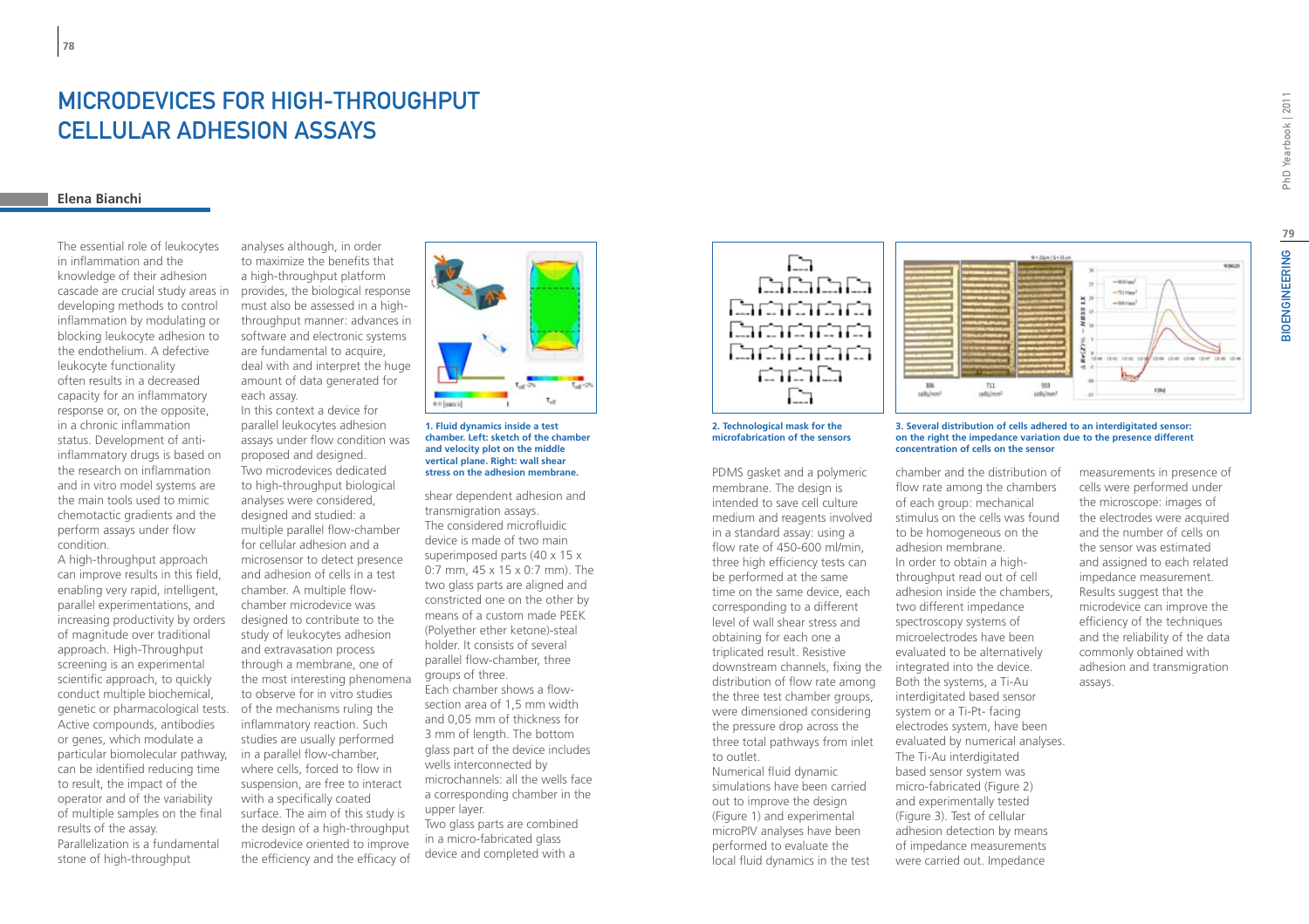# MICRODEVICES FOR HIGH-THROUGHPUT CELLULAR ADHESION ASSAYS

**Elena Bianchi**

The essential role of leukocytes in inflammation and the knowledge of their adhesion cascade are crucial study areas in developing methods to control inflammation by modulating or blocking leukocyte adhesion to the endothelium. A defective leukocyte functionality often results in a decreased capacity for an inflammatory response or, on the opposite, in a chronic inflammation status. Development of anti-inflammatory drugs is based on the research on inflammation and in vitro model systems are the main tools used to mimic chemotactic gradients and the perform assays under flow condition.

A high-throughput approach can improve results in this field, enabling very rapid, intelligent, parallel experimentations, and increasing productivity by orders of magnitude over traditional approach. High-Throughput screening is an experimental scientific approach, to quickly conduct multiple biochemical, genetic or pharmacological tests. Active compounds, antibodies or genes, which modulate a particular biomolecular pathway, can be identified reducing time to result, the impact of the operator and of the variability of multiple samples on the final results of the assay.

Parallelization is a fundamental stone of high-throughput analyses although, in order to maximize the benefits that a high-throughput platform provides, the biological response must also be assessed in a high-throughput manner: advances in software and electronic systems are fundamental to acquire, deal with and interpret the huge amount of data generated for each assay.

In this context a device for parallel leukocytes adhesion assays under flow condition was proposed and designed.

Two microdevices dedicated to high-throughput biological analyses were considered, designed and studied: a multiple parallel flow-chamber for cellular adhesion and a microsensor to detect presence and adhesion of cells in a test chamber. A multiple flow-chamber microdevice was designed to contribute to the study of leukocytes adhesion and extravasation process through a membrane, one of the most interesting phenomena to observe for in vitro studies of the mechanisms ruling the inflammatory reaction. Such studies are usually performed in a parallel flow-chamber, where cells, forced to flow in suspension, are free to interact with a specifically coated surface. The aim of this study is the design of a high-throughput microdevice oriented to improve the efficiency and the efficacy of shear dependent adhesion and transmigration assays.

1. Fluid dynamics inside a test chamber. Left: sketch of the chamber and velocity plot on the middle vertical plane. Right: wall shear stress on the adhesion membrane.

The considered microfluidic device is made of two main superimposed parts (40 x 15 x 0:7 mm, 45 x 15 x 0:7 mm). The two glass parts are aligned and constricted one on the other by means of a custom made PEEK (Polyether ether ketone)-steal holder. It consists of several parallel flow-chamber, three groups of three.

Each chamber shows a flow-section area of 1,5 mm width and 0,05 mm of thickness for 3 mm of length. The bottom glass part of the device includes wells interconnected by microchannels: all the wells face a corresponding chamber in the upper layer.

Two glass parts are combined in a micro-fabricated glass device and completed with a PDMS gasket and a polymeric membrane. The design is intended to save cell culture medium and reagents involved in a standard assay: using a flow rate of 450-600 ml/min, three high efficiency tests can be performed at the same time on the same device, each corresponding to a different level of wall shear stress and obtaining for each one a triplicated result. Resistive downstream channels, fixing the distribution of flow rate among the three test chamber groups, were dimensioned considering the pressure drop across the three total pathways from inlet to outlet.

Numerical fluid dynamic simulations have been carried out to improve the design (Figure 1) and experimental microPIV analyses have been performed to evaluate the local fluid dynamics in the test chamber and the distribution of flow rate among the chambers of each group: mechanical stimulus on the cells was found to be homogeneous on the adhesion membrane.

2. Technological mask for the microfabrication of the sensors

3. Several distribution of cells adhered to an interdigitated sensor: on the right the impedance variation due to the presence different concentration of cells on the sensor

In order to obtain a high-throughput read out of cell adhesion inside the chambers, two different impedance spectroscopy systems of microelectrodes have been evaluated to be alternatively integrated into the device.

Both the systems, a Ti-Au interdigitated based sensor system or a Ti-Pt- facing electrodes system, have been evaluated by numerical analyses.

The Ti-Au interdigitated based sensor system was micro-fabricated (Figure 2) and experimentally tested (Figure 3). Test of cellular adhesion detection by means of impedance measurements were carried out. Impedance measurements in presence of cells were performed under the microscope: images of the electrodes were acquired and the number of cells on the sensor was estimated and assigned to each related impedance measurement.

Results suggest that the microdevice can improve the efficiency of the techniques and the reliability of the data commonly obtained with adhesion and transmigration assays.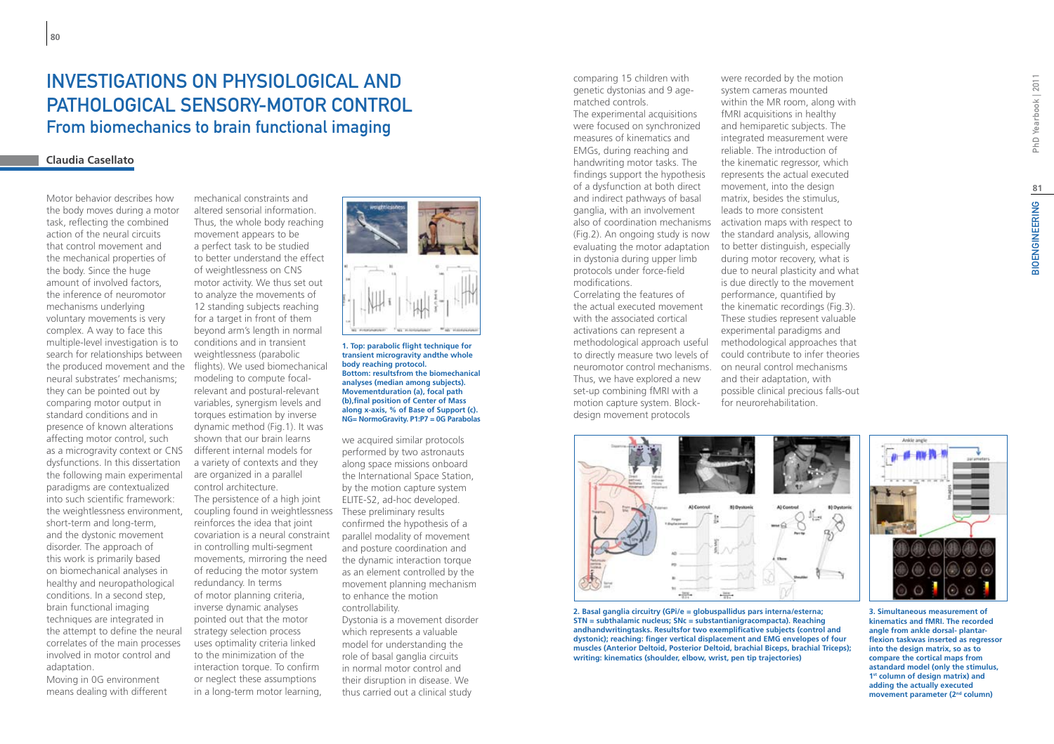# INVESTIGATIONS ON PHYSIOLOGICAL AND PATHOLOGICAL SENSORY-MOTOR CONTROL

## From biomechanics to brain functional imaging

**Claudia Casellato**

Motor behavior describes how the body moves during a motor task, reflecting the combined action of the neural circuits that control movement and the mechanical properties of the body. Since the huge amount of involved factors, the inference of neuromotor mechanisms underlying voluntary movements is very complex. A way to face this multiple-level investigation is to search for relationships between the produced movement and the neural substrates' mechanisms; they can be pointed out by comparing motor output in standard conditions and in presence of known alterations affecting motor control, such as a microgravity context or CNS dysfunctions. In this dissertation the following main experimental paradigms are contextualized into such scientific framework: the weightlessness environment, short-term and long-term, and the dystonic movement disorder. The approach of this work is primarily based on biomechanical analyses in healthy and neuropathological conditions. In a second step, brain functional imaging techniques are integrated in the attempt to define the neural correlates of the main processes involved in motor control and adaptation.

Moving in 0G environment means dealing with different mechanical constraints and altered sensorial information. Thus, the whole body reaching movement appears to be a perfect task to be studied to better understand the effect of weightlessness on CNS motor activity. We thus set out to analyze the movements of 12 standing subjects reaching for a target in front of them beyond arm's length in normal conditions and in transient weightlessness (parabolic flights). We used biomechanical modeling to compute focal-relevant and postural-relevant variables, synergism levels and torques estimation by inverse dynamic method (Fig.1). It was shown that our brain learns different internal models for a variety of contexts and they are organized in a parallel control architecture.

The persistence of a high joint coupling found in weightlessness reinforces the idea that joint covariation is a neural constraint in controlling multi-segment movements, mirroring the need of reducing the motor system redundancy. In terms of motor planning criteria, inverse dynamic analyses pointed out that the motor strategy selection process uses optimality criteria linked to the minimization of the interaction torque. To confirm or neglect these assumptions in a long-term motor learning, we acquired similar protocols performed by two astronauts along space missions onboard the International Space Station, by the motion capture system ELITE-S2, ad-hoc developed. These preliminary results confirmed the hypothesis of a parallel modality of movement and posture coordination and the dynamic interaction torque as an element controlled by the movement planning mechanism to enhance the motion controllability.

**1. Top: parabolic flight technique for transient microgravity andthe whole body reaching protocol. Bottom: resultsfrom the biomechanical analyses (median among subjects). Movementduration (a), focal path (b),final position of Center of Mass along x-axis, % of Base of Support (c). NG= NormoGravity. P1:P7 = 0G Parabolas**

Dystonia is a movement disorder which represents a valuable model for understanding the role of basal ganglia circuits in normal motor control and their disruption in disease. We thus carried out a clinical study comparing 15 children with genetic dystonias and 9 age-matched controls.

The experimental acquisitions were focused on synchronized measures of kinematics and EMGs, during reaching and handwriting motor tasks. The findings support the hypothesis of a dysfunction at both direct and indirect pathways of basal ganglia, with an involvement also of coordination mechanisms (Fig.2). An ongoing study is now evaluating the motor adaptation in dystonia during upper limb protocols under force-field modifications.

Correlating the features of the actual executed movement with the associated cortical activations can represent a methodological approach useful to directly measure two levels of neuromotor control mechanisms. Thus, we have explored a new set-up combining fMRI with a motion capture system. Block-design movement protocols were recorded by the motion system cameras mounted within the MR room, along with fMRI acquisitions in healthy and hemiparetic subjects. The integrated measurement were reliable. The introduction of the kinematic regressor, which represents the actual executed movement, into the design matrix, besides the stimulus, leads to more consistent activation maps with respect to the standard analysis, allowing to better distinguish, especially during motor recovery, what is due to neural plasticity and what is due directly to the movement performance, quantified by the kinematic recordings (Fig.3). These studies represent valuable experimental paradigms and methodological approaches that could contribute to infer theories on neural control mechanisms and their adaptation, with possible clinical precious falls-out for neurorehabilitation.

**2. Basal ganglia circuitry (GPi/e = globuspallidus pars interna/esterna; STN = subthalamic nucleus; SNc = substantianigracompacta). Reaching andhandwritingtasks. Resultsfor two exemplificative subjects (control and dystonic); reaching: finger vertical displacement and EMG envelopes of four muscles (Anterior Deltoid, Posterior Deltoid, brachial Biceps, brachial Triceps); writing: kinematics (shoulder, elbow, wrist, pen tip trajectories)**

**3. Simultaneous measurement of kinematics and fMRI. The recorded angle from ankle dorsal- plantar-flexion taskwas inserted as regressor into the design matrix, so as to compare the cortical maps from astandard model (only the stimulus, 1st column of design matrix) and adding the actually executed movement parameter (2nd column)**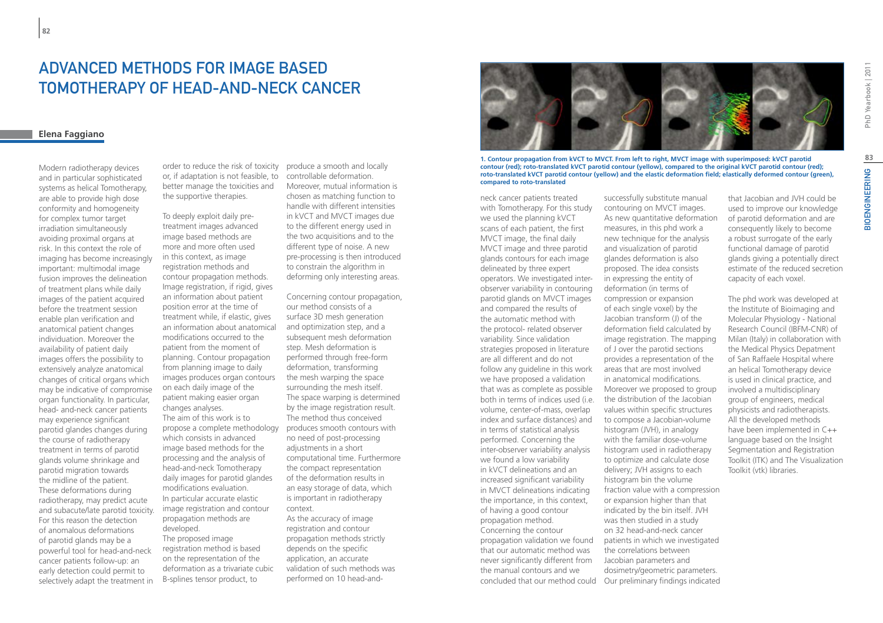# ADVANCED METHODS FOR IMAGE BASED TOMOTHERAPY OF HEAD-AND-NECK CANCER

**Elena Faggiano**

Modern radiotherapy devices and in particular sophisticated systems as helical Tomotherapy, are able to provide high dose conformity and homogeneity for complex tumor target irradiation simultaneously avoiding proximal organs at risk. In this context the role of imaging has become increasingly important: multimodal image fusion improves the delineation of treatment plans while daily images of the patient acquired before the treatment session enable plan verification and anatomical patient changes individuation. Moreover the availability of patient daily images offers the possibility to extensively analyze anatomical changes of critical organs which may be indicative of compromise organ functionality. In particular, head- and-neck cancer patients may experience significant parotid glandes changes during the course of radiotherapy treatment in terms of parotid glands volume shrinkage and parotid migration towards the midline of the patient. These deformations during radiotherapy, may predict acute and subacute/late parotid toxicity. For this reason the detection of anomalous deformations of parotid glands may be a powerful tool for head-and-neck cancer patients follow-up: an early detection could permit to selectively adapt the treatment in order to reduce the risk of toxicity or, if adaptation is not feasible, to better manage the toxicities and the supportive therapies.

To deeply exploit daily pre-treatment images advanced image based methods are more and more often used in this context, as image registration methods and contour propagation methods. Image registration, if rigid, gives an information about patient position error at the time of treatment while, if elastic, gives an information about anatomical modifications occurred to the patient from the moment of planning. Contour propagation from planning image to daily images produces organ contours on each daily image of the patient making easier organ changes analyses.
The aim of this work is to propose a complete methodology which consists in advanced image based methods for the processing and the analysis of head-and-neck Tomotherapy daily images for parotid glandes modifications evaluation.
In particular accurate elastic image registration and contour propagation methods are developed.
The proposed image registration method is based on the representation of the deformation as a trivariate cubic B-splines tensor product, to produce a smooth and locally controllable deformation. Moreover, mutual information is chosen as matching function to handle with different intensities in kVCT and MVCT images due to the different energy used in the two acquisitions and to the different type of noise. A new pre-processing is then introduced to constrain the algorithm in deforming only interesting areas.

Concerning contour propagation, our method consists of a surface 3D mesh generation and optimization step, and a subsequent mesh deformation step. Mesh deformation is performed through free-form deformation, transforming the mesh warping the space surrounding the mesh itself. The space warping is determined by the image registration result. The method thus conceived produces smooth contours with no need of post-processing adjustments in a short computational time. Furthermore the compact representation of the deformation results in an easy storage of data, which is important in radiotherapy context.
As the accuracy of image registration and contour propagation methods strictly depends on the specific application, an accurate validation of such methods was performed on 10 head-and-neck cancer patients treated with Tomotherapy. For this study we used the planning kVCT scans of each patient, the first MVCT image, the final daily MVCT image and three parotid glands contours for each image delineated by three expert operators. We investigated inter-observer variability in contouring parotid glands on MVCT images and compared the results of the automatic method with the protocol- related observer variability. Since validation strategies proposed in literature are all different and do not follow any guideline in this work we have proposed a validation that was as complete as possible both in terms of indices used (i.e. volume, center-of-mass, overlap index and surface distances) and in terms of statistical analysis performed. Concerning the inter-observer variability analysis we found a low variability in kVCT delineations and an increased significant variability in MVCT delineations indicating the importance, in this context, of having a good contour propagation method.
Concerning the contour propagation validation we found that our automatic method was never significantly different from the manual contours and we concluded that our method could successfully substitute manual contouring on MVCT images.
As new quantitative deformation measures, in this phd work a new technique for the analysis and visualization of parotid glandes deformation is also proposed. The idea consists in expressing the entity of deformation (in terms of compression or expansion of each single voxel) by the Jacobian transform (J) of the deformation field calculated by image registration. The mapping of J over the parotid sections provides a representation of the areas that are most involved in anatomical modifications. Moreover we proposed to group the distribution of the Jacobian values within specific structures to compose a Jacobian-volume histogram (JVH), in analogy with the familiar dose-volume histogram used in radiotherapy to optimize and calculate dose delivery; JVH assigns to each histogram bin the volume fraction value with a compression or expansion higher than that indicated by the bin itself. JVH was then studied in a study on 32 head-and-neck cancer patients in which we investigated the correlations between Jacobian parameters and dosimetry/geometric parameters. Our preliminary findings indicated that Jacobian and JVH could be used to improve our knowledge of parotid deformation and are consequently likely to become a robust surrogate of the early functional damage of parotid glands giving a potentially direct estimate of the reduced secretion capacity of each voxel.

The phd work was developed at the Institute of Bioimaging and Molecular Physiology - National Research Council (IBFM-CNR) of Milan (Italy) in collaboration with the Medical Physics Depatment of San Raffaele Hospital where an helical Tomotherapy device is used in clinical practice, and involved a multidisciplinary group of engineers, medical physicists and radiotherapists. All the developed methods have been implemented in C++ language based on the Insight Segmentation and Registration Toolkit (ITK) and The Visualization Toolkit (vtk) libraries.

**1. Contour propagation from kVCT to MVCT. From left to right, MVCT image with superimposed: kVCT parotid contour (red); roto-translated kVCT parotid contour (yellow), compared to the original kVCT parotid contour (red); roto-translated kVCT parotid contour (yellow) and the elastic deformation field; elastically deformed contour (green), compared to roto-translated**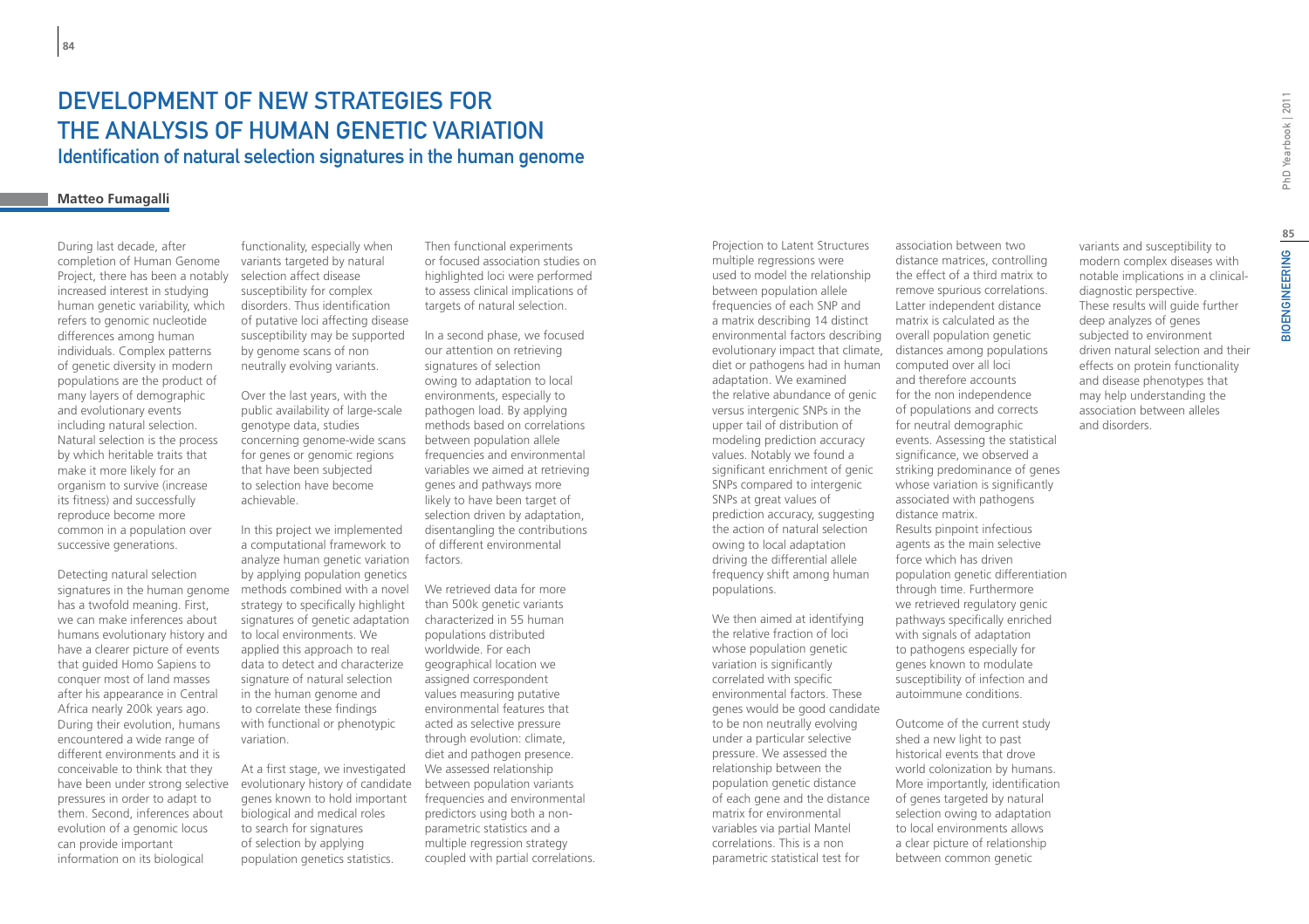# Development of New Strategies for the Analysis of Human Genetic Variation

## Identification of natural selection signatures in the human genome

**Matteo Fumagalli**

During last decade, after completion of Human Genome Project, there has been a notably increased interest in studying human genetic variability, which refers to genomic nucleotide differences among human individuals. Complex patterns of genetic diversity in modern populations are the product of many layers of demographic and evolutionary events including natural selection. Natural selection is the process by which heritable traits that make it more likely for an organism to survive (increase its fitness) and successfully reproduce become more common in a population over successive generations.

Detecting natural selection signatures in the human genome has a twofold meaning. First, we can make inferences about humans evolutionary history and have a clearer picture of events that guided Homo Sapiens to conquer most of land masses after his appearance in Central Africa nearly 200k years ago. During their evolution, humans encountered a wide range of different environments and it is conceivable to think that they have been under strong selective pressures in order to adapt to them. Second, inferences about evolution of a genomic locus can provide important information on its biological functionality, especially when variants targeted by natural selection affect disease susceptibility for complex disorders. Thus identification of putative loci affecting disease susceptibility may be supported by genome scans of non neutrally evolving variants.

Over the last years, with the public availability of large-scale genotype data, studies concerning genome-wide scans for genes or genomic regions that have been subjected to selection have become achievable.

In this project we implemented a computational framework to analyze human genetic variation by applying population genetics methods combined with a novel strategy to specifically highlight signatures of genetic adaptation to local environments. We applied this approach to real data to detect and characterize signature of natural selection in the human genome and to correlate these findings with functional or phenotypic variation.

At a first stage, we investigated evolutionary history of candidate genes known to hold important biological and medical roles to search for signatures of selection by applying population genetics statistics. Then functional experiments or focused association studies on highlighted loci were performed to assess clinical implications of targets of natural selection.

In a second phase, we focused our attention on retrieving signatures of selection owing to adaptation to local environments, especially to pathogen load. By applying methods based on correlations between population allele frequencies and environmental variables we aimed at retrieving genes and pathways more likely to have been target of selection driven by adaptation, disentangling the contributions of different environmental factors.

We retrieved data for more than 500k genetic variants characterized in 55 human populations distributed worldwide. For each geographical location we assigned correspondent values measuring putative environmental features that acted as selective pressure through evolution: climate, diet and pathogen presence. We assessed relationship between population variants frequencies and environmental predictors using both a non-parametric statistics and a multiple regression strategy coupled with partial correlations. Projection to Latent Structures multiple regressions were used to model the relationship between population allele frequencies of each SNP and a matrix describing 14 distinct environmental factors describing evolutionary impact that climate, diet or pathogens had in human adaptation. We examined the relative abundance of genic versus intergenic SNPs in the upper tail of distribution of modeling prediction accuracy values. Notably we found a significant enrichment of genic SNPs compared to intergenic SNPs at great values of prediction accuracy, suggesting the action of natural selection owing to local adaptation driving the differential allele frequency shift among human populations.

We then aimed at identifying the relative fraction of loci whose population genetic variation is significantly correlated with specific environmental factors. These genes would be good candidate to be non neutrally evolving under a particular selective pressure. We assessed the relationship between the population genetic distance of each gene and the distance matrix for environmental variables via partial Mantel correlations. This is a non parametric statistical test for association between two distance matrices, controlling the effect of a third matrix to remove spurious correlations. Latter independent distance matrix is calculated as the overall population genetic distances among populations computed over all loci and therefore accounts for the non independence of populations and corrects for neutral demographic events. Assessing the statistical significance, we observed a striking predominance of genes whose variation is significantly associated with pathogens distance matrix.
Results pinpoint infectious agents as the main selective force which has driven population genetic differentiation through time. Furthermore we retrieved regulatory genic pathways specifically enriched with signals of adaptation to pathogens especially for genes known to modulate susceptibility of infection and autoimmune conditions.

Outcome of the current study shed a new light to past historical events that drove world colonization by humans. More importantly, identification of genes targeted by natural selection owing to adaptation to local environments allows a clear picture of relationship between common genetic variants and susceptibility to modern complex diseases with notable implications in a clinical-diagnostic perspective.
These results will guide further deep analyzes of genes subjected to environment driven natural selection and their effects on protein functionality and disease phenotypes that may help understanding the association between alleles and disorders.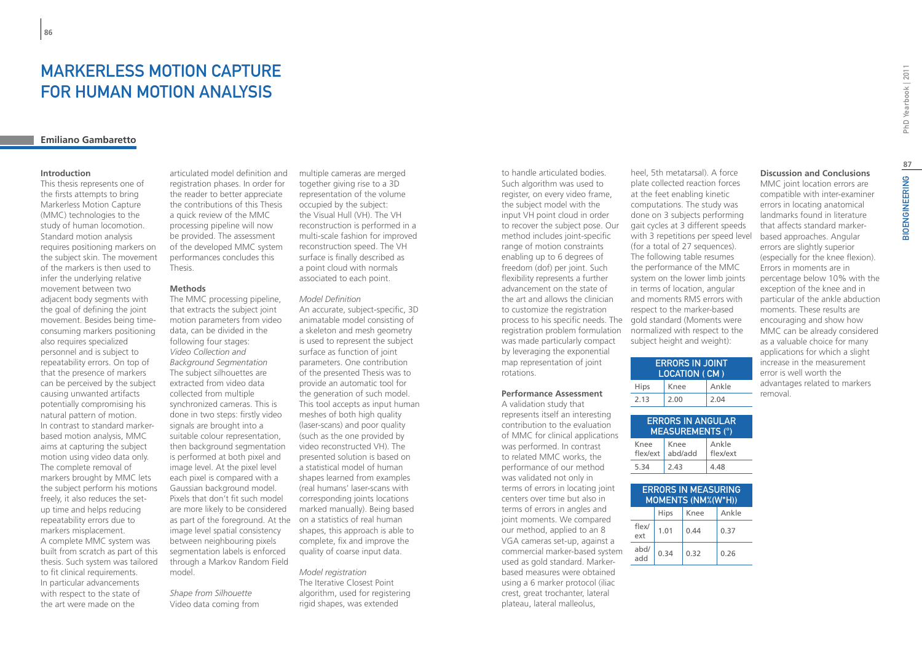# MARKERLESS MOTION CAPTURE FOR HUMAN MOTION ANALYSIS

**Emiliano Gambaretto**

### Introduction

This thesis represents one of the firsts attempts to bring Markerless Motion Capture (MMC) technologies to the study of human locomotion. Standard motion analysis requires positioning markers on the subject skin. The movement of the markers is then used to infer the underlying relative movement between two adjacent body segments with the goal of defining the joint movement. Besides being time-consuming markers positioning also requires specialized personnel and is subject to repeatability errors. On top of that the presence of markers can be perceived by the subject causing unwanted artifacts potentially compromising his natural pattern of motion. In contrast to standard marker-based motion analysis, MMC aims at capturing the subject motion using video data only. The complete removal of markers brought by MMC lets the subject perform his motions freely, it also reduces the set-up time and helps reducing repeatability errors due to markers misplacement. A complete MMC system was built from scratch as part of this thesis. Such system was tailored to fit clinical requirements. In particular advancements with respect to the state of the art were made on the articulated model definition and registration phases. In order for the reader to better appreciate the contributions of this Thesis a quick review of the MMC processing pipeline will now be provided. The assessment of the developed MMC system performances concludes this Thesis.

### Methods

The MMC processing pipeline, that extracts the subject joint motion parameters from video data, can be divided in the following four stages:

*Video Collection and Background Segmentation*

The subject silhouettes are extracted from video data collected from multiple synchronized cameras. This is done in two steps: firstly video signals are brought into a suitable colour representation, then background segmentation is performed at both pixel and image level. At the pixel level each pixel is compared with a Gaussian background model. Pixels that don't fit such model are more likely to be considered as part of the foreground. At the image level spatial consistency between neighbouring pixels segmentation labels is enforced through a Markov Random Field model.

*Shape from Silhouette*

Video data coming from multiple cameras are merged together giving rise to a 3D representation of the volume occupied by the subject: the Visual Hull (VH). The VH reconstruction is performed in a multi-scale fashion for improved reconstruction speed. The VH surface is finally described as a point cloud with normals associated to each point.

*Model Definition*

An accurate, subject-specific, 3D animatable model consisting of a skeleton and mesh geometry is used to represent the subject surface as function of joint parameters. One contribution of the presented Thesis was to provide an automatic tool for the generation of such model. This tool accepts as input human meshes of both high quality (laser-scans) and poor quality (such as the one provided by video reconstructed VH). The presented solution is based on a statistical model of human shapes learned from examples (real humans' laser-scans with corresponding joints locations marked manually). Being based on a statistics of real human shapes, this approach is able to complete, fix and improve the quality of coarse input data.

*Model registration*

The Iterative Closest Point algorithm, used for registering rigid shapes, was extended to handle articulated bodies. Such algorithm was used to register, on every video frame, the subject model with the input VH point cloud in order to recover the subject pose. Our method includes joint-specific range of motion constraints enabling up to 6 degrees of freedom (dof) per joint. Such flexibility represents a further advancement on the state of the art and allows the clinician to customize the registration process to his specific needs. The registration problem formulation was made particularly compact by leveraging the exponential map representation of joint rotations.

### Performance Assessment

A validation study that represents itself an interesting contribution to the evaluation of MMC for clinical applications was performed. In contrast to related MMC works, the performance of our method was validated not only in terms of errors in locating joint centers over time but also in terms of errors in angles and joint moments. We compared our method, applied to an 8 VGA cameras set-up, against a commercial marker-based system used as gold standard. Marker-based measures were obtained using a 6 marker protocol (iliac crest, great trochanter, lateral plateau, lateral malleolus, heel, 5th metatarsal). A force plate collected reaction forces at the feet enabling kinetic computations. The study was done on 3 subjects performing gait cycles at 3 different speeds with 3 repetitions per speed level (for a total of 27 sequences). The following table resumes the performance of the MMC system on the lower limb joints in terms of location, angular and moments RMS errors with respect to the marker-based gold standard (Moments were normalized with respect to the subject height and weight):

| ERRORS IN JOINT LOCATION ( CM ) | | |
|---|---|---|
| Hips | Knee | Ankle |
| 2.13 | 2.00 | 2.04 |

| ERRORS IN ANGULAR MEASUREMENTS (°) | | |
|---|---|---|
| Knee flex/ext | Knee abd/add | Ankle flex/ext |
| 5.34 | 2.43 | 4.48 |

| ERRORS IN MEASURING MOMENTS (NM%(W*H)) | | | |
|---|---|---|---|
| | Hips | Knee | Ankle |
| flex/ext | 1.01 | 0.44 | 0.37 |
| abd/add | 0.34 | 0.32 | 0.26 |

### Discussion and Conclusions

MMC joint location errors are compatible with inter-examiner errors in locating anatomical landmarks found in literature that affects standard marker-based approaches. Angular errors are slightly superior (especially for the knee flexion). Errors in moments are in percentage below 10% with the exception of the knee and in particular of the ankle abduction moments. These results are encouraging and show how MMC can be already considered as a valuable choice for many applications for which a slight increase in the measurement error is well worth the advantages related to markers removal.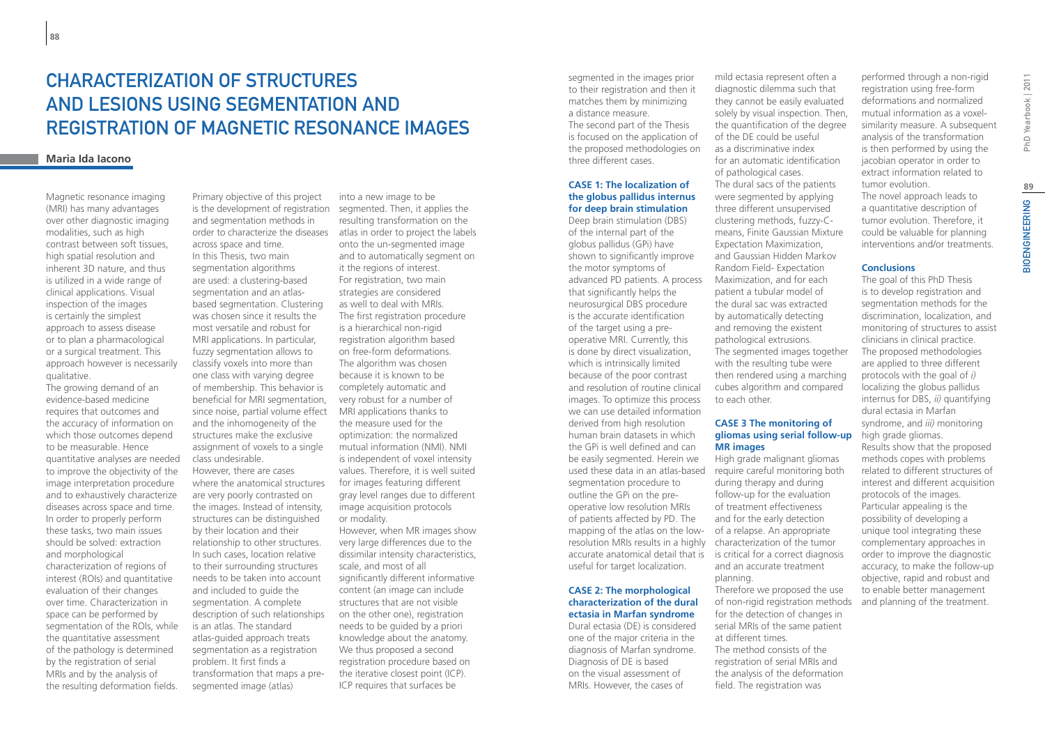# Characterization of Structures and Lesions Using Segmentation and Registration of Magnetic Resonance Images

**Maria Ida Iacono**

Magnetic resonance imaging (MRI) has many advantages over other diagnostic imaging modalities, such as high contrast between soft tissues, high spatial resolution and inherent 3D nature, and thus is utilized in a wide range of clinical applications. Visual inspection of the images is certainly the simplest approach to assess disease or to plan a pharmacological or a surgical treatment. This approach however is necessarily qualitative.

The growing demand of an evidence-based medicine requires that outcomes and the accuracy of information on which those outcomes depend to be measurable. Hence quantitative analyses are needed to improve the objectivity of the image interpretation procedure and to exhaustively characterize diseases across space and time. In order to properly perform these tasks, two main issues should be solved: extraction and morphological characterization of regions of interest (ROIs) and quantitative evaluation of their changes over time. Characterization in space can be performed by segmentation of the ROIs, while the quantitative assessment of the pathology is determined by the registration of serial MRIs and by the analysis of the resulting deformation fields.

Primary objective of this project is the development of registration and segmentation methods in order to characterize the diseases across space and time.

In this Thesis, two main segmentation algorithms are used: a clustering-based segmentation and an atlas-based segmentation. Clustering was chosen since it results the most versatile and robust for MRI applications. In particular, fuzzy segmentation allows to classify voxels into more than one class with varying degree of membership. This behavior is beneficial for MRI segmentation, since noise, partial volume effect and the inhomogeneity of the structures make the exclusive assignment of voxels to a single class undesirable.

However, there are cases where the anatomical structures are very poorly contrasted on the images. Instead of intensity, structures can be distinguished by their location and their relationship to other structures. In such cases, location relative to their surrounding structures needs to be taken into account and included to guide the segmentation. A complete description of such relationships is an atlas. The standard atlas-guided approach treats segmentation as a registration problem. It first finds a transformation that maps a pre-segmented image (atlas) into a new image to be segmented. Then, it applies the resulting transformation on the atlas in order to project the labels onto the un-segmented image and to automatically segment on it the regions of interest.

For registration, two main strategies are considered as well to deal with MRIs. The first registration procedure is a hierarchical non-rigid registration algorithm based on free-form deformations. The algorithm was chosen because it is known to be completely automatic and very robust for a number of MRI applications thanks to the measure used for the optimization: the normalized mutual information (NMI). NMI is independent of voxel intensity values. Therefore, it is well suited for images featuring different gray level ranges due to different image acquisition protocols or modality.

However, when MR images show very large differences due to the dissimilar intensity characteristics, scale, and most of all significantly different informative content (an image can include structures that are not visible on the other one), registration needs to be guided by a priori knowledge about the anatomy. We thus proposed a second registration procedure based on the iterative closest point (ICP). ICP requires that surfaces be segmented in the images prior to their registration and then it matches them by minimizing a distance measure.

The second part of the Thesis is focused on the application of the proposed methodologies on three different cases.

### CASE 1: The localization of the globus pallidus internus for deep brain stimulation

Deep brain stimulation (DBS) of the internal part of the globus pallidus (GPi) have shown to significantly improve the motor symptoms of advanced PD patients. A process that significantly helps the neurosurgical DBS procedure is the accurate identification of the target using a pre-operative MRI. Currently, this is done by direct visualization, which is intrinsically limited because of the poor contrast and resolution of routine clinical images. To optimize this process we can use detailed information derived from high resolution human brain datasets in which the GPi is well defined and can be easily segmented. Herein we used these data in an atlas-based segmentation procedure to outline the GPi on the pre-operative low resolution MRIs of patients affected by PD. The mapping of the atlas on the low-resolution MRIs results in a highly accurate anatomical detail that is useful for target localization.

### CASE 2: The morphological characterization of the dural ectasia in Marfan syndrome

Dural ectasia (DE) is considered one of the major criteria in the diagnosis of Marfan syndrome. Diagnosis of DE is based on the visual assessment of MRIs. However, the cases of mild ectasia represent often a diagnostic dilemma such that they cannot be easily evaluated solely by visual inspection. Then, the quantification of the degree of the DE could be useful as a discriminative index for an automatic identification of pathological cases.

The dural sacs of the patients were segmented by applying three different unsupervised clustering methods, fuzzy-C-means, Finite Gaussian Mixture Expectation Maximization, and Gaussian Hidden Markov Random Field- Expectation Maximization, and for each patient a tubular model of the dural sac was extracted by automatically detecting and removing the existent pathological extrusions.

The segmented images together with the resulting tube were then rendered using a marching cubes algorithm and compared to each other.

### CASE 3 The monitoring of gliomas using serial follow-up MR images

High grade malignant gliomas require careful monitoring both during therapy and during follow-up for the evaluation of treatment effectiveness and for the early detection of a relapse. An appropriate characterization of the tumor is critical for a correct diagnosis and an accurate treatment planning.

Therefore we proposed the use of non-rigid registration methods for the detection of changes in serial MRIs of the same patient at different times.

The method consists of the registration of serial MRIs and the analysis of the deformation field. The registration was performed through a non-rigid registration using free-form deformations and normalized mutual information as a voxel-similarity measure. A subsequent analysis of the transformation is then performed by using the jacobian operator in order to extract information related to tumor evolution.

The novel approach leads to a quantitative description of tumor evolution. Therefore, it could be valuable for planning interventions and/or treatments.

### Conclusions

The goal of this PhD Thesis is to develop registration and segmentation methods for the discrimination, localization, and monitoring of structures to assist clinicians in clinical practice. The proposed methodologies are applied to three different protocols with the goal of *i)* localizing the globus pallidus internus for DBS, *ii)* quantifying dural ectasia in Marfan syndrome, and *iii)* monitoring of high grade gliomas.

Results show that the proposed methods copes with problems related to different structures of interest and different acquisition protocols of the images. Particular appealing is the possibility of developing a unique tool integrating these complementary approaches in order to improve the diagnostic accuracy, to make the follow-up objective, rapid and robust and to enable better management and planning of the treatment.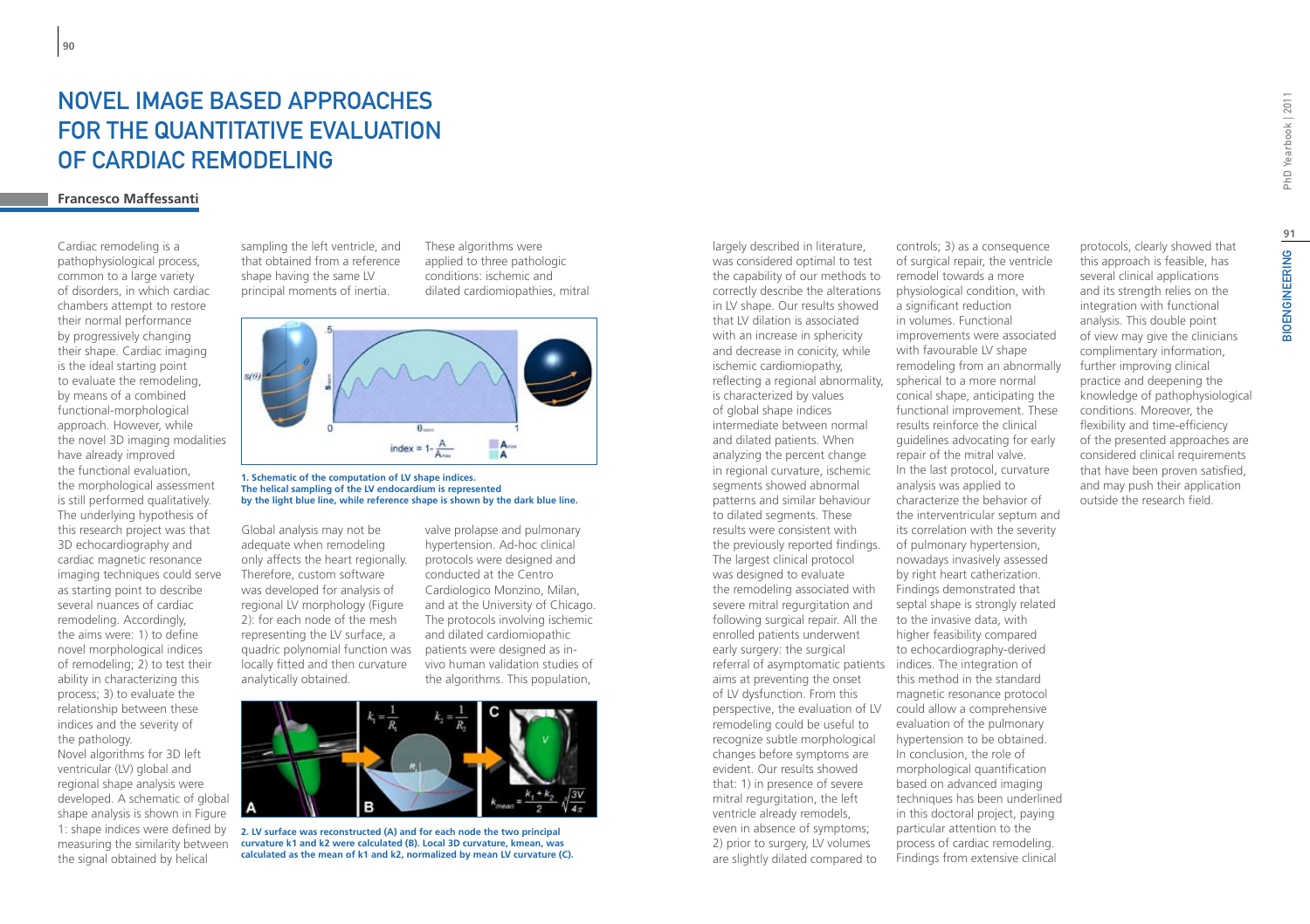# NOVEL IMAGE BASED APPROACHES FOR THE QUANTITATIVE EVALUATION OF CARDIAC REMODELING

**Francesco Maffessanti**

Cardiac remodeling is a pathophysiological process, common to a large variety of disorders, in which cardiac chambers attempt to restore their normal performance by progressively changing their shape. Cardiac imaging is the ideal starting point to evaluate the remodeling, by means of a combined functional-morphological approach. However, while the novel 3D imaging modalities have already improved the functional evaluation, the morphological assessment is still performed qualitatively. The underlying hypothesis of this research project was that 3D echocardiography and cardiac magnetic resonance imaging techniques could serve as starting point to describe several nuances of cardiac remodeling. Accordingly, the aims were: 1) to define novel morphological indices of remodeling; 2) to test their ability in characterizing this process; 3) to evaluate the relationship between these indices and the severity of the pathology.

Novel algorithms for 3D left ventricular (LV) global and regional shape analysis were developed. A schematic of global shape analysis is shown in Figure 1: shape indices were defined by measuring the similarity between the signal obtained by helical sampling the left ventricle, and that obtained from a reference shape having the same LV principal moments of inertia.

These algorithms were applied to three pathologic conditions: ischemic and dilated cardiomiopathies, mitral valve prolapse and pulmonary hypertension. Ad-hoc clinical protocols were designed and conducted at the Centro Cardiologico Monzino, Milan, and at the University of Chicago. The protocols involving ischemic and dilated cardiomiopathic patients were designed as in-vivo human validation studies of the algorithms. This population,

**1. Schematic of the computation of LV shape indices. The helical sampling of the LV endocardium is represented by the light blue line, while reference shape is shown by the dark blue line.**

Global analysis may not be adequate when remodeling only affects the heart regionally. Therefore, custom software was developed for analysis of regional LV morphology (Figure 2): for each node of the mesh representing the LV surface, a quadric polynomial function was locally fitted and then curvature analytically obtained.

**2. LV surface was reconstructed (A) and for each node the two principal curvature k1 and k2 were calculated (B). Local 3D curvature, kmean, was calculated as the mean of k1 and k2, normalized by mean LV curvature (C).**

largely described in literature, was considered optimal to test the capability of our methods to correctly describe the alterations in LV shape. Our results showed that LV dilation is associated with an increase in sphericity and decrease in conicity, while ischemic cardiomiopathy, reflecting a regional abnormality, is characterized by values of global shape indices intermediate between normal and dilated patients. When analyzing the percent change in regional curvature, ischemic segments showed abnormal patterns and similar behaviour to dilated segments. These results were consistent with the previously reported findings. The largest clinical protocol was designed to evaluate the remodeling associated with severe mitral regurgitation and following surgical repair. All the enrolled patients underwent early surgery: the surgical referral of asymptomatic patients aims at preventing the onset of LV dysfunction. From this perspective, the evaluation of LV remodeling could be useful to recognize subtle morphological changes before symptoms are evident. Our results showed that: 1) in presence of severe mitral regurgitation, the left ventricle already remodels, even in absence of symptoms; 2) prior to surgery, LV volumes are slightly dilated compared to controls; 3) as a consequence of surgical repair, the ventricle remodel towards a more physiological condition, with a significant reduction in volumes. Functional improvements were associated with favourable LV shape remodeling from an abnormally spherical to a more normal conical shape, anticipating the functional improvement. These results reinforce the clinical guidelines advocating for early repair of the mitral valve. In the last protocol, curvature analysis was applied to characterize the behavior of the interventricular septum and its correlation with the severity of pulmonary hypertension, nowadays invasively assessed by right heart catherization. Findings demonstrated that septal shape is strongly related to the invasive data, with higher feasibility compared to echocardiography-derived indices. The integration of this method in the standard magnetic resonance protocol could allow a comprehensive evaluation of the pulmonary hypertension to be obtained. In conclusion, the role of morphological quantification based on advanced imaging techniques has been underlined in this doctoral project, paying particular attention to the process of cardiac remodeling. Findings from extensive clinical protocols, clearly showed that this approach is feasible, has several clinical applications and its strength relies on the integration with functional analysis. This double point of view may give the clinicians complimentary information, further improving clinical practice and deepening the knowledge of pathophysiological conditions. Moreover, the flexibility and time-efficiency of the presented approaches are considered clinical requirements that have been proven satisfied, and may push their application outside the research field.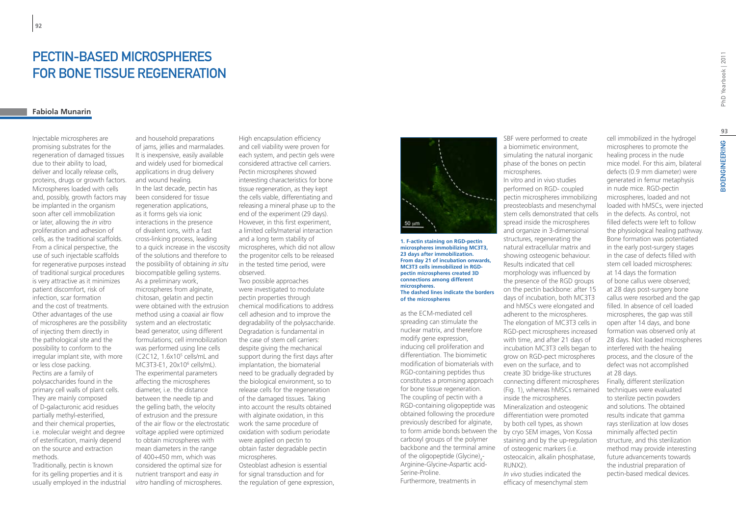# Pectin-Based Microspheres for Bone Tissue Regeneration

**Fabiola Munarin**

Injectable microspheres are promising substrates for the regeneration of damaged tissues due to their ability to load, deliver and locally release cells, proteins, drugs or growth factors. Microspheres loaded with cells and, possibly, growth factors may be implanted in the organism soon after cell immobilization or later, allowing the *in vitro* proliferation and adhesion of cells, as the traditional scaffolds. From a clinical perspective, the use of such injectable scaffolds for regenerative purposes instead of traditional surgical procedures is very attractive as it minimizes patient discomfort, risk of infection, scar formation and the cost of treatments. Other advantages of the use of microspheres are the possibility of injecting them directly in the pathological site and the possibility to conform to the irregular implant site, with more or less close packing.

Pectins are a family of polysaccharides found in the primary cell walls of plant cells. They are mainly composed of D-galacturonic acid residues partially methyl-esterified, and their chemical properties, i.e. molecular weight and degree of esterification, mainly depend on the source and extraction methods.

Traditionally, pectin is known for its gelling properties and it is usually employed in the industrial and household preparations of jams, jellies and marmalades. It is inexpensive, easily available and widely used for biomedical applications in drug delivery and wound healing.

In the last decade, pectin has been considered for tissue regeneration applications, as it forms gels via ionic interactions in the presence of divalent ions, with a fast cross-linking process, leading to a quick increase in the viscosity of the solutions and therefore to the possibility of obtaining *in situ* biocompatible gelling systems.

As a preliminary work, microspheres from alginate, chitosan, gelatin and pectin were obtained with the extrusion method using a coaxial air flow system and an electrostatic bead generator, using different formulations; cell immobilization was performed using line cells (C2C12, $1.6 \times 10^5$ cells/mL and MC3T3-E1, $20 \times 10^6$ cells/mL). The experimental parameters affecting the microspheres diameter, i.e. the distance between the needle tip and the gelling bath, the velocity of extrusion and the pressure of the air flow or the electrostatic voltage applied were optimized to obtain microspheres with mean diameters in the range of 400÷450 mm, which was considered the optimal size for nutrient transport and easy *in vitro* handling of microspheres.

High encapsulation efficiency and cell viability were proven for each system, and pectin gels were considered attractive cell carriers. Pectin microspheres showed interesting characteristics for bone tissue regeneration, as they kept the cells viable, differentiating and releasing a mineral phase up to the end of the experiment (29 days). However, in this first experiment, a limited cells/material interaction and a long term stability of microspheres, which did not allow the progenitor cells to be released in the tested time period, were observed.

Two possible approaches were investigated to modulate pectin properties through chemical modifications to address cell adhesion and to improve the degradability of the polysaccharide. Degradation is fundamental in the case of stem cell carriers: despite giving the mechanical support during the first days after implantation, the biomaterial need to be gradually degraded by the biological environment, so to release cells for the regeneration of the damaged tissues. Taking into account the results obtained with alginate oxidation, in this work the same procedure of oxidation with sodium periodate were applied on pectin to obtain faster degradable pectin microspheres.

Osteoblast adhesion is essential for signal transduction and for the regulation of gene expression, as the ECM-mediated cell spreading can stimulate the nuclear matrix, and therefore modify gene expression, inducing cell proliferation and differentiation. The biomimetic modification of biomaterials with RGD-containing peptides thus constitutes a promising approach for bone tissue regeneration. The coupling of pectin with a RGD-containing oligopeptide was obtained following the procedure previously described for alginate, to form amide bonds between the carboxyl groups of the polymer backbone and the terminal amine of the oligopeptide $(\text{Glycine})_4$-Arginine-Glycine-Aspartic acid-Serine-Proline.

**1. F-actin staining on RGD-pectin microspheres immobilizing MC3T3, 23 days after immobilization. From day 21 of incubation onwards, MC3T3 cells immobilized in RGD-pectin microspheres created 3D connections among different microspheres. The dashed lines indicate the borders of the microspheres**

Furthermore, treatments in SBF were performed to create a biomimetic environment, simulating the natural inorganic phase of the bones on pectin microspheres.

In vitro and in vivo studies performed on RGD- coupled pectin microspheres immobilizing preosteoblasts and mesenchymal stem cells demonstrated that cells spread inside the microspheres and organize in 3-dimensional structures, regenerating the natural extracellular matrix and showing osteogenic behaviour. Results indicated that cell morphology was influenced by the presence of the RGD groups on the pectin backbone: after 15 days of incubation, both MC3T3 and hMSCs were elongated and adherent to the microspheres. The elongation of MC3T3 cells in RGD-pect microspheres increased with time, and after 21 days of incubation MC3T3 cells began to grow on RGD-pect microspheres even on the surface, and to create 3D bridge-like structures connecting different microspheres (Fig. 1), whereas hMSCs remained inside the microspheres.

Mineralization and osteogenic differentiation were promoted by both cell types, as shown by cryo SEM images, Von Kossa staining and by the up-regulation of osteogenic markers (i.e. osteocalcin, alkalin phosphatase, RUNX2).

*In vivo* studies indicated the efficacy of mesenchymal stem cell immobilized in the hydrogel microspheres to promote the healing process in the nude mice model. For this aim, bilateral defects (0.9 mm diameter) were generated in femur metaphysis in nude mice. RGD-pectin microspheres, loaded and not loaded with hMSCs, were injected in the defects. As control, not filled defects were left to follow the physiological healing pathway. Bone formation was potentiated in the early post-surgery stages in the case of defects filled with stem cell loaded microspheres: at 14 days the formation of bone callus were observed; at 28 days post-surgery bone callus were resorbed and the gap filled. In absence of cell loaded microspheres, the gap was still open after 14 days, and bone formation was observed only at 28 days. Not loaded microspheres interfered with the healing process, and the closure of the defect was not accomplished at 28 days.

Finally, different sterilization techniques were evaluated to sterilize pectin powders and solutions. The obtained results indicate that gamma rays sterilization at low doses minimally affected pectin structure, and this sterilization method may provide interesting future advancements towards the industrial preparation of pectin-based medical devices.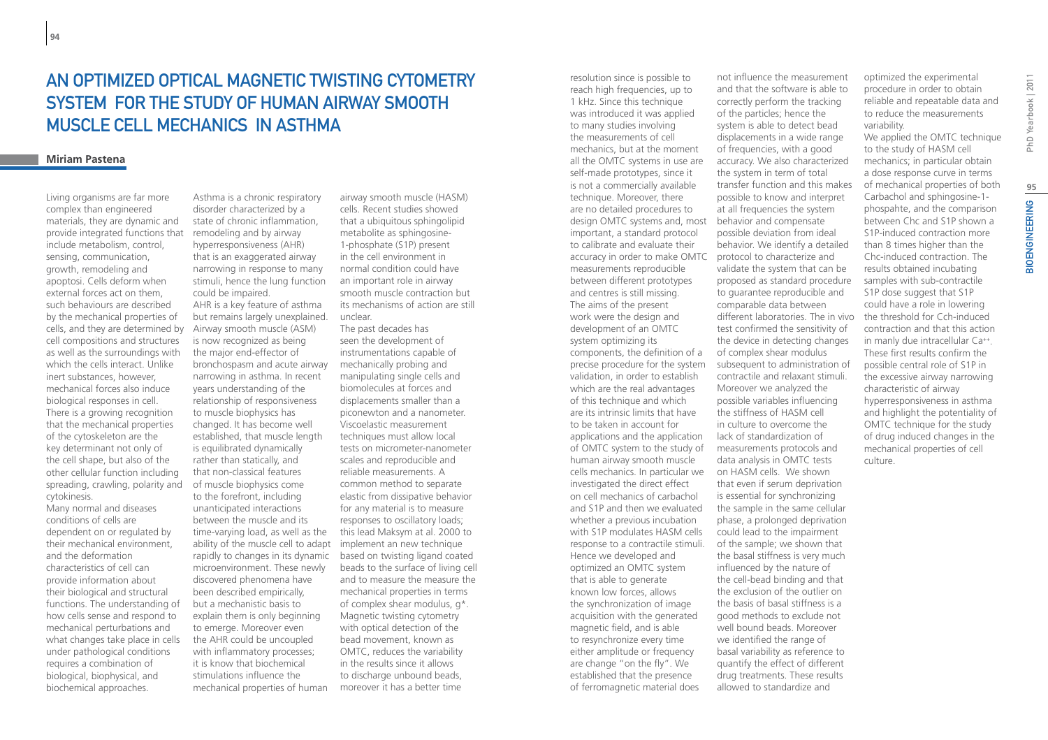# An Optimized Optical Magnetic Twisting Cytometry System for the Study of Human Airway Smooth Muscle Cell Mechanics in Asthma

**Miriam Pastena**

Living organisms are far more complex than engineered materials, they are dynamic and provide integrated functions that include metabolism, control, sensing, communication, growth, remodeling and apoptosis. Cells deform when external forces act on them, such behaviours are described by the mechanical properties of cells, and they are determined by cell compositions and structures as well as the surroundings with which the cells interact. Unlike inert substances, however, mechanical forces also induce biological responses in cell. There is a growing recognition that the mechanical properties of the cytoskeleton are the key determinant not only of the cell shape, but also of the other cellular function including spreading, crawling, polarity and cytokinesis.

Many normal and diseases conditions of cells are dependent on or regulated by their mechanical environment, and the deformation characteristics of cell can provide information about their biological and structural functions. The understanding of how cells sense and respond to mechanical perturbations and what changes take place in cells under pathological conditions requires a combination of biological, biophysical, and biochemical approaches.

Asthma is a chronic respiratory disorder characterized by a state of chronic inflammation, remodeling and by airway hyperresponsiveness (AHR) that is an exaggerated airway narrowing in response to many stimuli, hence the lung function could be impaired.

AHR is a key feature of asthma but remains largely unexplained. Airway smooth muscle (ASM) is now recognized as being the major end-effector of bronchospasm and acute airway narrowing in asthma. In recent years understanding of the relationship of responsiveness to muscle biophysics has changed. It has become well established, that muscle length is equilibrated dynamically rather than statically, and that non-classical features of muscle biophysics come to the forefront, including unanticipated interactions between the muscle and its time-varying load, as well as the ability of the muscle cell to adapt rapidly to changes in its dynamic microenvironment. These newly discovered phenomena have been described empirically, but a mechanistic basis to explain them is only beginning to emerge. Moreover even the AHR could be uncoupled with inflammatory processes; it is know that biochemical stimulations influence the mechanical properties of human airway smooth muscle (HASM) cells. Recent studies showed that a ubiquitous sphingolipid metabolite as sphingosine-1-phosphate (S1P) present in the cell environment in normal condition could have an important role in airway smooth muscle contraction but its mechanisms of action are still unclear.

The past decades has seen the development of instrumentations capable of mechanically probing and manipulating single cells and biomolecules at forces and displacements smaller than a piconewton and a nanometer. Viscoelastic measurement techniques must allow local tests on micrometer-nanometer scales and reproducible and reliable measurements. A common method to separate elastic from dissipative behavior for any material is to measure responses to oscillatory loads; this lead Maksym at al. 2000 to implement an new technique based on twisting ligand coated beads to the surface of living cell and to measure the measure the mechanical properties in terms of complex shear modulus, g*. Magnetic twisting cytometry with optical detection of the bead movement, known as OMTC, reduces the variability in the results since it allows to discharge unbound beads, moreover it has a better time resolution since is possible to reach high frequencies, up to 1 kHz. Since this technique was introduced it was applied to many studies involving the measurements of cell mechanics, but at the moment all the OMTC systems in use are self-made prototypes, since it is not a commercially available technique. Moreover, there are no detailed procedures to design OMTC systems and, most important, a standard protocol to calibrate and evaluate their accuracy in order to make OMTC measurements reproducible between different prototypes and centres is still missing.

The aims of the present work were the design and development of an OMTC system optimizing its components, the definition of a precise procedure for the system validation, in order to establish which are the real advantages of this technique and which are its intrinsic limits that have to be taken in account for applications and the application of OMTC system to the study of human airway smooth muscle cells mechanics. In particular we investigated the direct effect on cell mechanics of carbachol and S1P and then we evaluated whether a previous incubation with S1P modulates HASM cells response to a contractile stimuli. Hence we developed and optimized an OMTC system that is able to generate known low forces, allows the synchronization of image acquisition with the generated magnetic field, and is able to resynchronize every time either amplitude or frequency are change "on the fly". We established that the presence of ferromagnetic material does not influence the measurement and that the software is able to correctly perform the tracking of the particles; hence the system is able to detect bead displacements in a wide range of frequencies, with a good accuracy. We also characterized the system in term of total transfer function and this makes possible to know and interpret at all frequencies the system behavior and compensate possible deviation from ideal behavior. We identify a detailed protocol to characterize and validate the system that can be proposed as standard procedure to guarantee reproducible and comparable data between different laboratories. The in vivo test confirmed the sensitivity of the device in detecting changes of complex shear modulus subsequent to administration of contractile and relaxant stimuli. Moreover we analyzed the possible variables influencing the stiffness of HASM cell in culture to overcome the lack of standardization of measurements protocols and data analysis in OMTC tests on HASM cells. We shown that even if serum deprivation is essential for synchronizing the sample in the same cellular phase, a prolonged deprivation could lead to the impairment of the sample; we shown that the basal stiffness is very much influenced by the nature of the cell-bead binding and that the exclusion of the outlier on the basis of basal stiffness is a good methods to exclude not well bound beads. Moreover we identified the range of basal variability as reference to quantify the effect of different drug treatments. These results allowed to standardize and optimized the experimental procedure in order to obtain reliable and repeatable data and to reduce the measurements variability.

We applied the OMTC technique to the study of HASM cell mechanics; in particular obtain a dose response curve in terms of mechanical properties of both Carbachol and sphingosine-1-phospahte, and the comparison between Chc and S1P shown a S1P-induced contraction more than 8 times higher than the Chc-induced contraction. The results obtained incubating samples with sub-contractile S1P dose suggest that S1P could have a role in lowering the threshold for Cch-induced contraction and that this action in manly due intracellular $Ca^{++}$. These first results confirm the possible central role of S1P in the excessive airway narrowing characteristic of airway hyperresponsiveness in asthma and highlight the potentiality of OMTC technique for the study of drug induced changes in the mechanical properties of cell culture.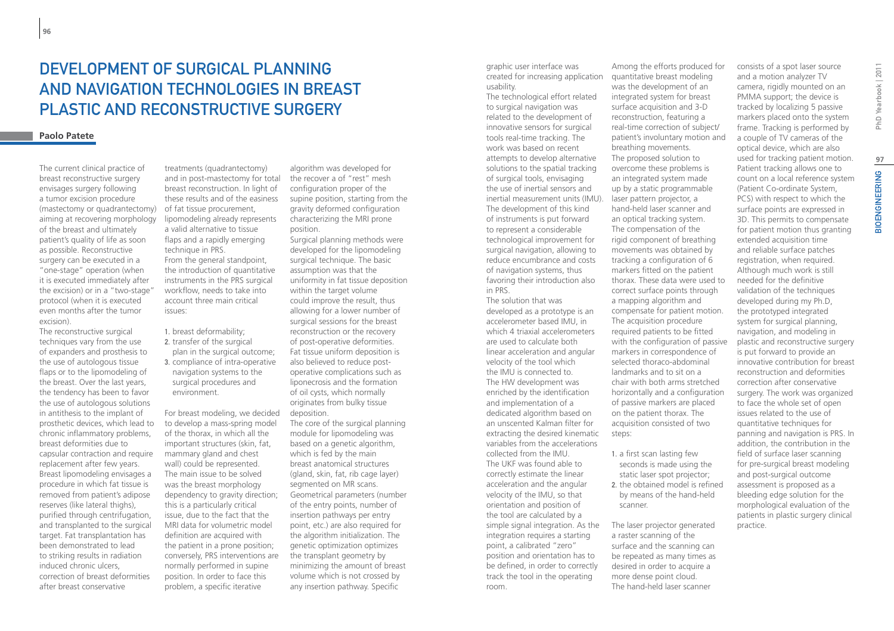# Development of Surgical Planning and Navigation Technologies in Breast Plastic and Reconstructive Surgery

**Paolo Patete**

The current clinical practice of breast reconstructive surgery envisages surgery following a tumor excision procedure (mastectomy or quadrantectomy) aiming at recovering morphology of the breast and ultimately patient's quality of life as soon as possible. Reconstructive surgery can be executed in a "one-stage" operation (when it is executed immediately after the excision) or in a "two-stage" protocol (when it is executed even months after the tumor excision).

The reconstructive surgical techniques vary from the use of expanders and prosthesis to the use of autologous tissue flaps or to the lipomodeling of the breast. Over the last years, the tendency has been to favor the use of autologous solutions in antithesis to the implant of prosthetic devices, which lead to chronic inflammatory problems, breast deformities due to capsular contraction and require replacement after few years. Breast lipomodeling envisages a procedure in which fat tissue is removed from patient's adipose reserves (like lateral thighs), purified through centrifugation, and transplanted to the surgical target. Fat transplantation has been demonstrated to lead to striking results in radiation induced chronic ulcers, correction of breast deformities after breast conservative treatments (quadrantectomy) and in post-mastectomy for total breast reconstruction. In light of these results and of the easiness of fat tissue procurement, lipomodeling already represents a valid alternative to tissue flaps and a rapidly emerging technique in PRS.

From the general standpoint, the introduction of quantitative instruments in the PRS surgical workflow, needs to take into account three main critical issues:

1. breast deformability;
2. transfer of the surgical plan in the surgical outcome;
3. compliance of intra-operative navigation systems to the surgical procedures and environment.

For breast modeling, we decided to develop a mass-spring model of the thorax, in which all the important structures (skin, fat, mammary gland and chest wall) could be represented. The main issue to be solved was the breast morphology dependency to gravity direction; this is a particularly critical issue, due to the fact that the MRI data for volumetric model definition are acquired with the patient in a prone position; conversely, PRS interventions are normally performed in supine position. In order to face this problem, a specific iterative algorithm was developed for the recover a of "rest" mesh configuration proper of the supine position, starting from the gravity deformed configuration characterizing the MRI prone position.

Surgical planning methods were developed for the lipomodeling surgical technique. The basic assumption was that the uniformity in fat tissue deposition within the target volume could improve the result, thus allowing for a lower number of surgical sessions for the breast reconstruction or the recovery of post-operative deformities. Fat tissue uniform deposition is also believed to reduce post-operative complications such as liponecrosis and the formation of oil cysts, which normally originates from bulky tissue deposition.

The core of the surgical planning module for lipomodeling was based on a genetic algorithm, which is fed by the main breast anatomical structures (gland, skin, fat, rib cage layer) segmented on MR scans. Geometrical parameters (number of the entry points, number of insertion pathways per entry point, etc.) are also required for the algorithm initialization. The genetic optimization optimizes the transplant geometry by minimizing the amount of breast volume which is not crossed by any insertion pathway. Specific graphic user interface was created for increasing application usability.

The technological effort related to surgical navigation was related to the development of innovative sensors for surgical tools real-time tracking. The work was based on recent attempts to develop alternative solutions to the spatial tracking of surgical tools, envisaging the use of inertial sensors and inertial measurement units (IMU). The development of this kind of instruments is put forward to represent a considerable technological improvement for surgical navigation, allowing to reduce encumbrance and costs of navigation systems, thus favoring their introduction also in PRS.

The solution that was developed as a prototype is an accelerometer based IMU, in which 4 triaxial accelerometers are used to calculate both linear acceleration and angular velocity of the tool which the IMU is connected to. The HW development was enriched by the identification and implementation of a dedicated algorithm based on an unscented Kalman filter for extracting the desired kinematic variables from the accelerations collected from the IMU. The UKF was found able to correctly estimate the linear acceleration and the angular velocity of the IMU, so that orientation and position of the tool are calculated by a simple signal integration. As the integration requires a starting point, a calibrated "zero" position and orientation has to be defined, in order to correctly track the tool in the operating room.

Among the efforts produced for quantitative breast modeling was the development of an integrated system for breast surface acquisition and 3-D reconstruction, featuring a real-time correction of subject/patient's involuntary motion and breathing movements.

The proposed solution to overcome these problems is an integrated system made up by a static programmable laser pattern projector, a hand-held laser scanner and an optical tracking system.

The compensation of the rigid component of breathing movements was obtained by tracking a configuration of 6 markers fitted on the patient thorax. These data were used to correct surface points through a mapping algorithm and compensate for patient motion. The acquisition procedure required patients to be fitted with the configuration of passive markers in correspondence of selected thoraco-abdominal landmarks and to sit on a chair with both arms stretched horizontally and a configuration of passive markers are placed on the patient thorax. The acquisition consisted of two steps:

1. a first scan lasting few seconds is made using the static laser spot projector;
2. the obtained model is refined by means of the hand-held scanner.

The laser projector generated a raster scanning of the surface and the scanning can be repeated as many times as desired in order to acquire a more dense point cloud.

The hand-held laser scanner consists of a spot laser source and a motion analyzer TV camera, rigidly mounted on an PMMA support; the device is tracked by localizing 5 passive markers placed onto the system frame. Tracking is performed by a couple of TV cameras of the optical device, which are also used for tracking patient motion. Patient tracking allows one to count on a local reference system (Patient Co-ordinate System, PCS) with respect to which the surface points are expressed in 3D. This permits to compensate for patient motion thus granting extended acquisition time and reliable surface patches registration, when required.

Although much work is still needed for the definitive validation of the techniques developed during my Ph.D, the prototyped integrated system for surgical planning, navigation, and modeling in plastic and reconstructive surgery is put forward to provide an innovative contribution for breast reconstruction and deformities correction after conservative surgery. The work was organized to face the whole set of open issues related to the use of quantitative techniques for panning and navigation is PRS. In addition, the contribution in the field of surface laser scanning for pre-surgical breast modeling and post-surgical outcome assessment is proposed as a bleeding edge solution for the morphological evaluation of the patients in plastic surgery clinical practice.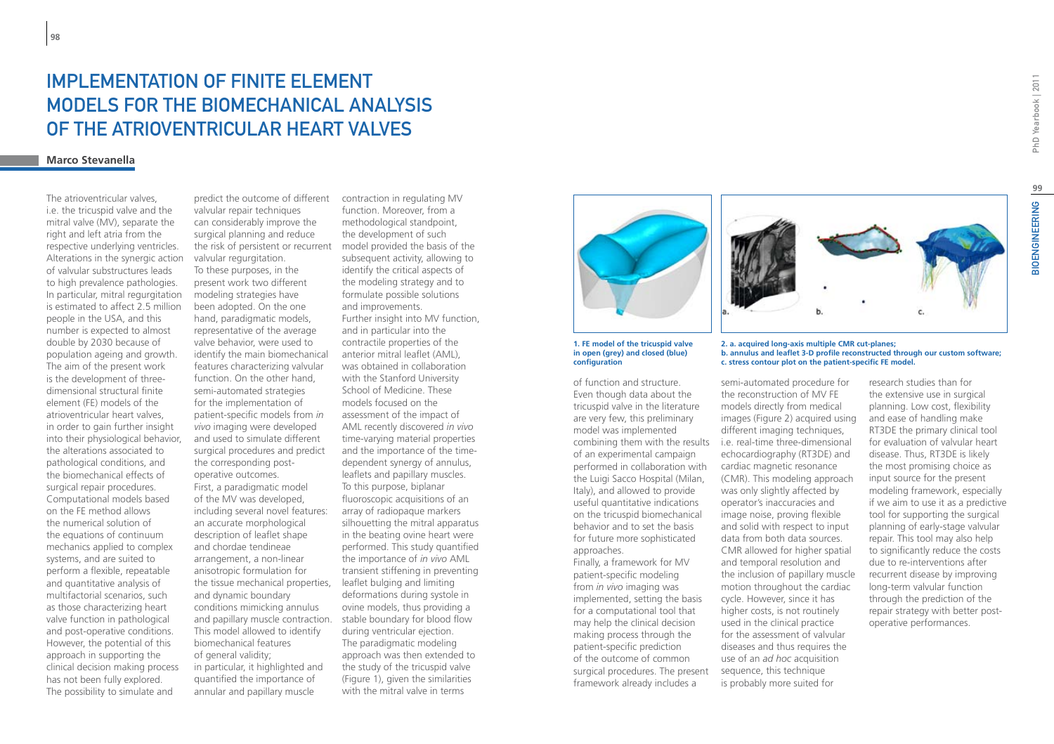# IMPLEMENTATION OF FINITE ELEMENT MODELS FOR THE BIOMECHANICAL ANALYSIS OF THE ATRIOVENTRICULAR HEART VALVES

**Marco Stevanella**

The atrioventricular valves, i.e. the tricuspid valve and the mitral valve (MV), separate the right and left atria from the respective underlying ventricles. Alterations in the synergic action of valvular substructures leads to high prevalence pathologies. In particular, mitral regurgitation is estimated to affect 2.5 million people in the USA, and this number is expected to almost double by 2030 because of population ageing and growth. The aim of the present work is the development of three-dimensional structural finite element (FE) models of the atrioventricular heart valves, in order to gain further insight into their physiological behavior, the alterations associated to pathological conditions, and the biomechanical effects of surgical repair procedures. Computational models based on the FE method allows the numerical solution of the equations of continuum mechanics applied to complex systems, and are suited to perform a flexible, repeatable and quantitative analysis of multifactorial scenarios, such as those characterizing heart valve function in pathological and post-operative conditions. However, the potential of this approach in supporting the clinical decision making process has not been fully explored. The possibility to simulate and predict the outcome of different valvular repair techniques can considerably improve the surgical planning and reduce the risk of persistent or recurrent valvular regurgitation.

To these purposes, in the present work two different modeling strategies have been adopted. On the one hand, paradigmatic models, representative of the average valve behavior, were used to identify the main biomechanical features characterizing valvular function. On the other hand, semi-automated strategies for the implementation of patient-specific models from *in vivo* imaging were developed and used to simulate different surgical procedures and predict the corresponding post-operative outcomes.

First, a paradigmatic model of the MV was developed, including several novel features: an accurate morphological description of leaflet shape and chordae tendineae arrangement, a non-linear anisotropic formulation for the tissue mechanical properties, and dynamic boundary conditions mimicking annulus and papillary muscle contraction. This model allowed to identify biomechanical features of general validity; in particular, it highlighted and quantified the importance of annular and papillary muscle contraction in regulating MV function. Moreover, from a methodological standpoint, the development of such model provided the basis of the subsequent activity, allowing to identify the critical aspects of the modeling strategy and to formulate possible solutions and improvements.

Further insight into MV function, and in particular into the contractile properties of the anterior mitral leaflet (AML), was obtained in collaboration with the Stanford University School of Medicine. These models focused on the assessment of the impact of AML recently discovered *in vivo* time-varying material properties and the importance of the time-dependent synergy of annulus, leaflets and papillary muscles. To this purpose, biplanar fluoroscopic acquisitions of an array of radiopaque markers silhouetting the mitral apparatus in the beating ovine heart were performed. This study quantified the importance of *in vivo* AML transient stiffening in preventing leaflet bulging and limiting deformations during systole in ovine models, thus providing a stable boundary for blood flow during ventricular ejection.

The paradigmatic modeling approach was then extended to the study of the tricuspid valve (Figure 1), given the similarities with the mitral valve in terms of function and structure. Even though data about the tricuspid valve in the literature are very few, this preliminary model was implemented combining them with the results of an experimental campaign performed in collaboration with the Luigi Sacco Hospital (Milan, Italy), and allowed to provide useful quantitative indications on the tricuspid biomechanical behavior and to set the basis for future more sophisticated approaches.

**1. FE model of the tricuspid valve in open (grey) and closed (blue) configuration**

**2. a. acquired long-axis multiple CMR cut-planes; b. annulus and leaflet 3-D profile reconstructed through our custom software; c. stress contour plot on the patient-specific FE model.**

Finally, a framework for MV patient-specific modeling from *in vivo* imaging was implemented, setting the basis for a computational tool that may help the clinical decision making process through the patient-specific prediction of the outcome of common surgical procedures. The present framework already includes a semi-automated procedure for the reconstruction of MV FE models directly from medical images (Figure 2) acquired using different imaging techniques, i.e. real-time three-dimensional echocardiography (RT3DE) and cardiac magnetic resonance (CMR). This modeling approach was only slightly affected by operator's inaccuracies and image noise, proving flexible and solid with respect to input data from both data sources. CMR allowed for higher spatial and temporal resolution and the inclusion of papillary muscle motion throughout the cardiac cycle. However, since it has higher costs, is not routinely used in the clinical practice for the assessment of valvular diseases and thus requires the use of an *ad hoc* acquisition sequence, this technique is probably more suited for research studies than for the extensive use in surgical planning. Low cost, flexibility and ease of handling make RT3DE the primary clinical tool for evaluation of valvular heart disease. Thus, RT3DE is likely the most promising choice as input source for the present modeling framework, especially if we aim to use it as a predictive tool for supporting the surgical planning of early-stage valvular repair. This tool may also help to significantly reduce the costs due to re-interventions after recurrent disease by improving long-term valvular function through the prediction of the repair strategy with better post-operative performances.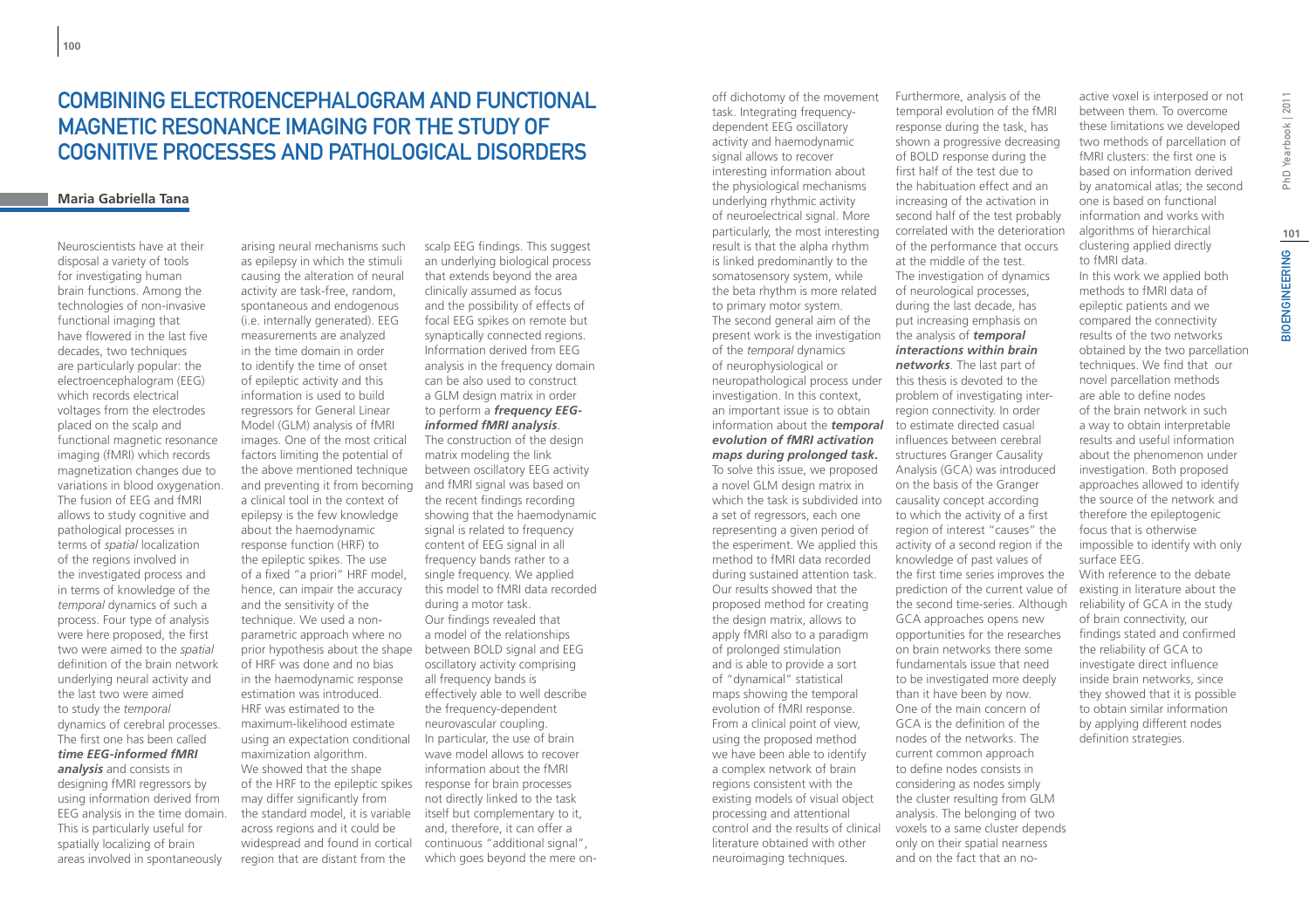# Combining Electroencephalogram and Functional Magnetic Resonance Imaging for the Study of Cognitive Processes and Pathological Disorders

**Maria Gabriella Tana**

Neuroscientists have at their disposal a variety of tools for investigating human brain functions. Among the technologies of non-invasive functional imaging that have flowered in the last five decades, two techniques are particularly popular: the electroencephalogram (EEG) which records electrical voltages from the electrodes placed on the scalp and functional magnetic resonance imaging (fMRI) which records magnetization changes due to variations in blood oxygenation. The fusion of EEG and fMRI allows to study cognitive and pathological processes in terms of *spatial* localization of the regions involved in the investigated process and in terms of knowledge of the *temporal* dynamics of such a process. Four type of analysis were here proposed, the first two were aimed to the *spatial* definition of the brain network underlying neural activity and the last two were aimed to study the *temporal* dynamics of cerebral processes. The first one has been called ***time EEG-informed fMRI analysis*** and consists in designing fMRI regressors by using information derived from EEG analysis in the time domain. This is particularly useful for spatially localizing of brain areas involved in spontaneously arising neural mechanisms such as epilepsy in which the stimuli causing the alteration of neural activity are task-free, random, spontaneous and endogenous (i.e. internally generated). EEG measurements are analyzed in the time domain in order to identify the time of onset of epileptic activity and this information is used to build regressors for General Linear Model (GLM) analysis of fMRI images. One of the most critical factors limiting the potential of the above mentioned technique and preventing it from becoming a clinical tool in the context of epilepsy is the few knowledge about the haemodynamic response function (HRF) to the epileptic spikes. The use of a fixed "a priori" HRF model, hence, can impair the accuracy and the sensitivity of the technique. We used a non-parametric approach where no prior hypothesis about the shape of HRF was done and no bias in the haemodynamic response estimation was introduced. HRF was estimated to the maximum-likelihood estimate using an expectation conditional maximization algorithm. We showed that the shape of the HRF to the epileptic spikes may differ significantly from the standard model, it is variable across regions and it could be widespread and found in cortical region that are distant from the scalp EEG findings. This suggest an underlying biological process that extends beyond the area clinically assumed as focus and the possibility of effects of focal EEG spikes on remote but synaptically connected regions. Information derived from EEG analysis in the frequency domain can be also used to construct a GLM design matrix in order to perform a ***frequency EEG-informed fMRI analysis***. The construction of the design matrix modeling the link between oscillatory EEG activity and fMRI signal was based on the recent findings recording showing that the haemodynamic signal is related to frequency content of EEG signal in all frequency bands rather to a single frequency. We applied this model to fMRI data recorded during a motor task. Our findings revealed that a model of the relationships between BOLD signal and EEG oscillatory activity comprising all frequency bands is effectively able to well describe the frequency-dependent neurovascular coupling. In particular, the use of brain wave model allows to recover information about the fMRI response for brain processes not directly linked to the task itself but complementary to it, and, therefore, it can offer a continuous "additional signal", which goes beyond the mere on-off dichotomy of the movement task. Integrating frequency-dependent EEG oscillatory activity and haemodynamic signal allows to recover interesting information about the physiological mechanisms underlying rhythmic activity of neuroelectrical signal. More particularly, the most interesting result is that the alpha rhythm is linked predominantly to the somatosensory system, while the beta rhythm is more related to primary motor system. The second general aim of the present work is the investigation of the *temporal* dynamics of neurophysiological or neuropathological process under investigation. In this context, an important issue is to obtain information about the ***temporal evolution of fMRI activation maps during prolonged task***. To solve this issue, we proposed a novel GLM design matrix in which the task is subdivided into a set of regressors, each one representing a given period of the esperiment. We applied this method to fMRI data recorded during sustained attention task. Our results showed that the proposed method for creating the design matrix, allows to apply fMRI also to a paradigm of prolonged stimulation and is able to provide a sort of "dynamical" statistical maps showing the temporal evolution of fMRI response. From a clinical point of view, using the proposed method we have been able to identify a complex network of brain regions consistent with the existing models of visual object processing and attentional control and the results of clinical literature obtained with other neuroimaging techniques. Furthermore, analysis of the temporal evolution of the fMRI response during the task, has shown a progressive decreasing of BOLD response during the first half of the test due to the habituation effect and an increasing of the activation in second half of the test probably correlated with the deterioration of the performance that occurs at the middle of the test. The investigation of dynamics of neurological processes, during the last decade, has put increasing emphasis on the analysis of ***temporal interactions within brain networks***. The last part of this thesis is devoted to the problem of investigating inter-region connectivity. In order to estimate directed casual influences between cerebral structures Granger Causality Analysis (GCA) was introduced on the basis of the Granger causality concept according to which the activity of a first region of interest "causes" the activity of a second region if the knowledge of past values of the first time series improves the prediction of the current value of the second time-series. Although GCA approaches opens new opportunities for the researches on brain networks there some fundamentals issue that need to be investigated more deeply than it have been by now. One of the main concern of GCA is the definition of the nodes of the networks. The current common approach to define nodes consists in considering as nodes simply the cluster resulting from GLM analysis. The belonging of two voxels to a same cluster depends only on their spatial nearness and on the fact that an no-active voxel is interposed or not between them. To overcome these limitations we developed two methods of parcellation of fMRI clusters: the first one is based on information derived by anatomical atlas; the second one is based on functional information and works with algorithms of hierarchical clustering applied directly to fMRI data.
In this work we applied both methods to fMRI data of epileptic patients and we compared the connectivity results of the two networks obtained by the two parcellation techniques. We find that our novel parcellation methods are able to define nodes of the brain network in such a way to obtain interpretable results and useful information about the phenomenon under investigation. Both proposed approaches allowed to identify the source of the network and therefore the epileptogenic focus that is otherwise impossible to identify with only surface EEG.
With reference to the debate existing in literature about the reliability of GCA in the study of brain connectivity, our findings stated and confirmed the reliability of GCA to investigate direct influence inside brain networks, since they showed that it is possible to obtain similar information by applying different nodes definition strategies.